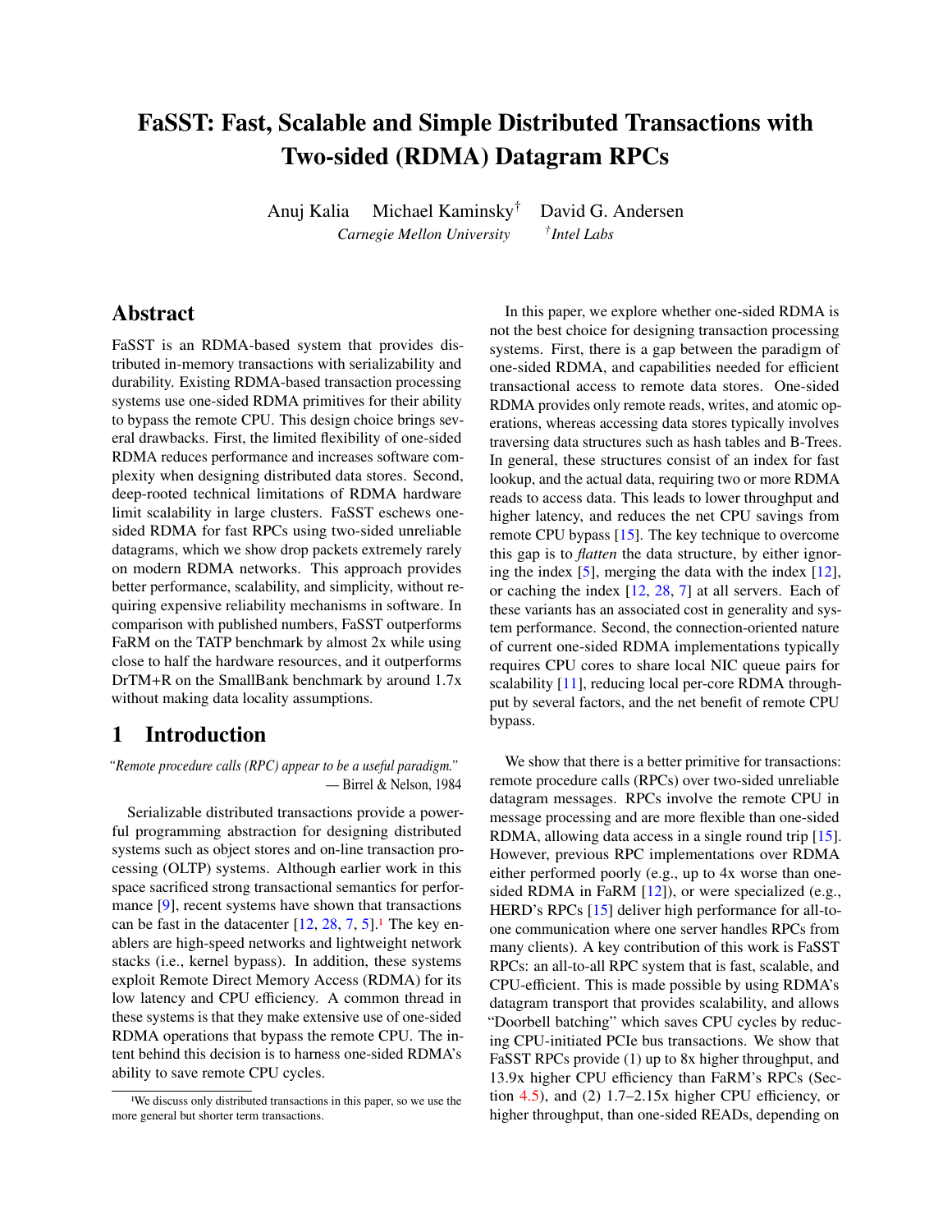# FaSST: Fast, Scalable and Simple Distributed Transactions with Two-sided (RDMA) Datagram RPCs

Anuj Kalia   Michael Kaminsky[†]   David G. Andersen

*Carnegie Mellon University*   [†]*Intel Labs*

## Abstract

FaSST is an RDMA-based system that provides distributed in-memory transactions with serializability and durability. Existing RDMA-based transaction processing systems use one-sided RDMA primitives for their ability to bypass the remote CPU. This design choice brings several drawbacks. First, the limited flexibility of one-sided RDMA reduces performance and increases software complexity when designing distributed data stores. Second, deep-rooted technical limitations of RDMA hardware limit scalability in large clusters. FaSST eschews one-sided RDMA for fast RPCs using two-sided unreliable datagrams, which we show drop packets extremely rarely on modern RDMA networks. This approach provides better performance, scalability, and simplicity, without requiring expensive reliability mechanisms in software. In comparison with published numbers, FaSST outperforms FaRM on the TATP benchmark by almost 2x while using close to half the hardware resources, and it outperforms DrTM+R on the SmallBank benchmark by around 1.7x without making data locality assumptions.

## 1 Introduction

*"Remote procedure calls (RPC) appear to be a useful paradigm."*
— Birrel & Nelson, 1984

Serializable distributed transactions provide a powerful programming abstraction for designing distributed systems such as object stores and on-line transaction processing (OLTP) systems. Although earlier work in this space sacrificed strong transactional semantics for performance [9], recent systems have shown that transactions can be fast in the datacenter [12, 28, 7, 5].[1] The key enablers are high-speed networks and lightweight network stacks (i.e., kernel bypass). In addition, these systems exploit Remote Direct Memory Access (RDMA) for its low latency and CPU efficiency. A common thread in these systems is that they make extensive use of one-sided RDMA operations that bypass the remote CPU. The intent behind this decision is to harness one-sided RDMA's ability to save remote CPU cycles.

In this paper, we explore whether one-sided RDMA is not the best choice for designing transaction processing systems. First, there is a gap between the paradigm of one-sided RDMA, and capabilities needed for efficient transactional access to remote data stores. One-sided RDMA provides only remote reads, writes, and atomic operations, whereas accessing data stores typically involves traversing data structures such as hash tables and B-Trees. In general, these structures consist of an index for fast lookup, and the actual data, requiring two or more RDMA reads to access data. This leads to lower throughput and higher latency, and reduces the net CPU savings from remote CPU bypass [15]. The key technique to overcome this gap is to *flatten* the data structure, by either ignoring the index [5], merging the data with the index [12], or caching the index [12, 28, 7] at all servers. Each of these variants has an associated cost in generality and system performance. Second, the connection-oriented nature of current one-sided RDMA implementations typically requires CPU cores to share local NIC queue pairs for scalability [11], reducing local per-core RDMA throughput by several factors, and the net benefit of remote CPU bypass.

We show that there is a better primitive for transactions: remote procedure calls (RPCs) over two-sided unreliable datagram messages. RPCs involve the remote CPU in message processing and are more flexible than one-sided RDMA, allowing data access in a single round trip [15]. However, previous RPC implementations over RDMA either performed poorly (e.g., up to 4x worse than one-sided RDMA in FaRM [12]), or were specialized (e.g., HERD's RPCs [15] deliver high performance for all-to-one communication where one server handles RPCs from many clients). A key contribution of this work is FaSST RPCs: an all-to-all RPC system that is fast, scalable, and CPU-efficient. This is made possible by using RDMA's datagram transport that provides scalability, and allows "Doorbell batching" which saves CPU cycles by reducing CPU-initiated PCIe bus transactions. We show that FaSST RPCs provide (1) up to 8x higher throughput, and 13.9x higher CPU efficiency than FaRM's RPCs (Section 4.5), and (2) 1.7–2.15x higher CPU efficiency, or higher throughput, than one-sided READs, depending on

---

[1] We discuss only distributed transactions in this paper, so we use the more general but shorter term transactions.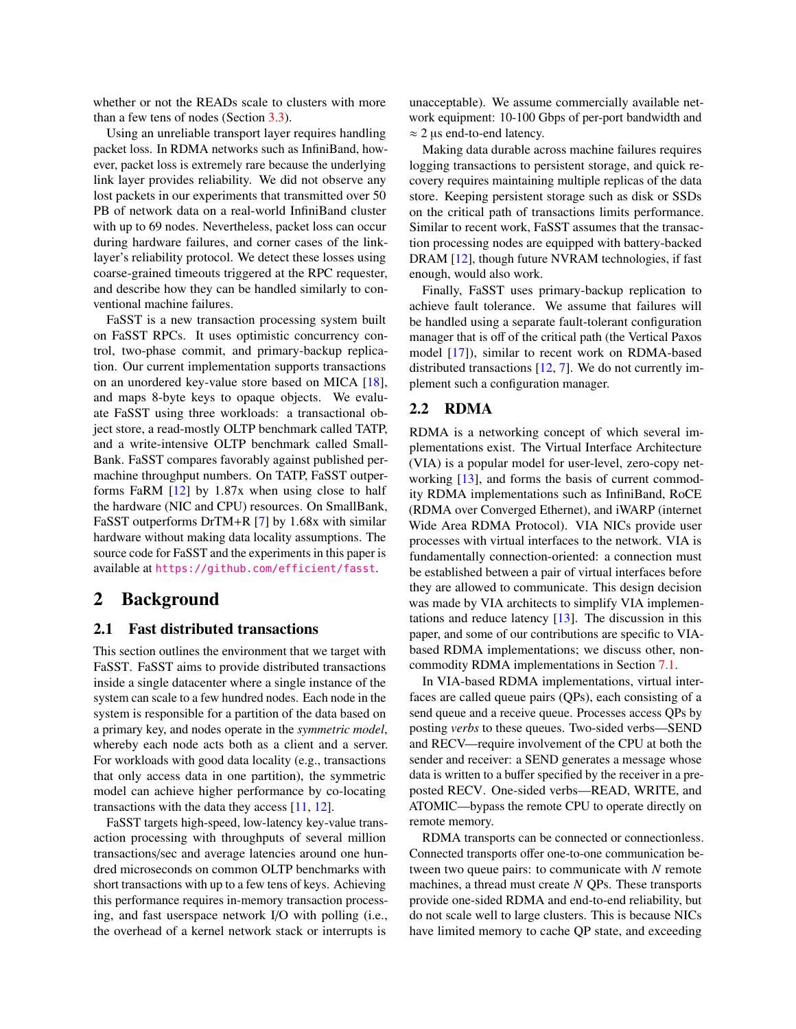whether or not the READs scale to clusters with more than a few tens of nodes (Section 3.3).

Using an unreliable transport layer requires handling packet loss. In RDMA networks such as InfiniBand, however, packet loss is extremely rare because the underlying link layer provides reliability. We did not observe any lost packets in our experiments that transmitted over 50 PB of network data on a real-world InfiniBand cluster with up to 69 nodes. Nevertheless, packet loss can occur during hardware failures, and corner cases of the link-layer's reliability protocol. We detect these losses using coarse-grained timeouts triggered at the RPC requester, and describe how they can be handled similarly to conventional machine failures.

FaSST is a new transaction processing system built on FaSST RPCs. It uses optimistic concurrency control, two-phase commit, and primary-backup replication. Our current implementation supports transactions on an unordered key-value store based on MICA [18], and maps 8-byte keys to opaque objects. We evaluate FaSST using three workloads: a transactional object store, a read-mostly OLTP benchmark called TATP, and a write-intensive OLTP benchmark called SmallBank. FaSST compares favorably against published per-machine throughput numbers. On TATP, FaSST outperforms FaRM [12] by 1.87x when using close to half the hardware (NIC and CPU) resources. On SmallBank, FaSST outperforms DrTM+R [7] by 1.68x with similar hardware without making data locality assumptions. The source code for FaSST and the experiments in this paper is available at https://github.com/efficient/fasst.

# 2 Background

## 2.1 Fast distributed transactions

This section outlines the environment that we target with FaSST. FaSST aims to provide distributed transactions inside a single datacenter where a single instance of the system can scale to a few hundred nodes. Each node in the system is responsible for a partition of the data based on a primary key, and nodes operate in the *symmetric model*, whereby each node acts both as a client and a server. For workloads with good data locality (e.g., transactions that only access data in one partition), the symmetric model can achieve higher performance by co-locating transactions with the data they access [11, 12].

FaSST targets high-speed, low-latency key-value transaction processing with throughputs of several million transactions/sec and average latencies around one hundred microseconds on common OLTP benchmarks with short transactions with up to a few tens of keys. Achieving this performance requires in-memory transaction processing, and fast userspace network I/O with polling (i.e., the overhead of a kernel network stack or interrupts is unacceptable). We assume commercially available network equipment: 10-100 Gbps of per-port bandwidth and $\approx 2$ µs end-to-end latency.

Making data durable across machine failures requires logging transactions to persistent storage, and quick recovery requires maintaining multiple replicas of the data store. Keeping persistent storage such as disk or SSDs on the critical path of transactions limits performance. Similar to recent work, FaSST assumes that the transaction processing nodes are equipped with battery-backed DRAM [12], though future NVRAM technologies, if fast enough, would also work.

Finally, FaSST uses primary-backup replication to achieve fault tolerance. We assume that failures will be handled using a separate fault-tolerant configuration manager that is off of the critical path (the Vertical Paxos model [17]), similar to recent work on RDMA-based distributed transactions [12, 7]. We do not currently implement such a configuration manager.

## 2.2 RDMA

RDMA is a networking concept of which several implementations exist. The Virtual Interface Architecture (VIA) is a popular model for user-level, zero-copy networking [13], and forms the basis of current commodity RDMA implementations such as InfiniBand, RoCE (RDMA over Converged Ethernet), and iWARP (internet Wide Area RDMA Protocol). VIA NICs provide user processes with virtual interfaces to the network. VIA is fundamentally connection-oriented: a connection must be established between a pair of virtual interfaces before they are allowed to communicate. This design decision was made by VIA architects to simplify VIA implementations and reduce latency [13]. The discussion in this paper, and some of our contributions are specific to VIA-based RDMA implementations; we discuss other, non-commodity RDMA implementations in Section 7.1.

In VIA-based RDMA implementations, virtual interfaces are called queue pairs (QPs), each consisting of a send queue and a receive queue. Processes access QPs by posting *verbs* to these queues. Two-sided verbs—SEND and RECV—require involvement of the CPU at both the sender and receiver: a SEND generates a message whose data is written to a buffer specified by the receiver in a pre-posted RECV. One-sided verbs—READ, WRITE, and ATOMIC—bypass the remote CPU to operate directly on remote memory.

RDMA transports can be connected or connectionless. Connected transports offer one-to-one communication between two queue pairs: to communicate with $N$ remote machines, a thread must create $N$ QPs. These transports provide one-sided RDMA and end-to-end reliability, but do not scale well to large clusters. This is because NICs have limited memory to cache QP state, and exceeding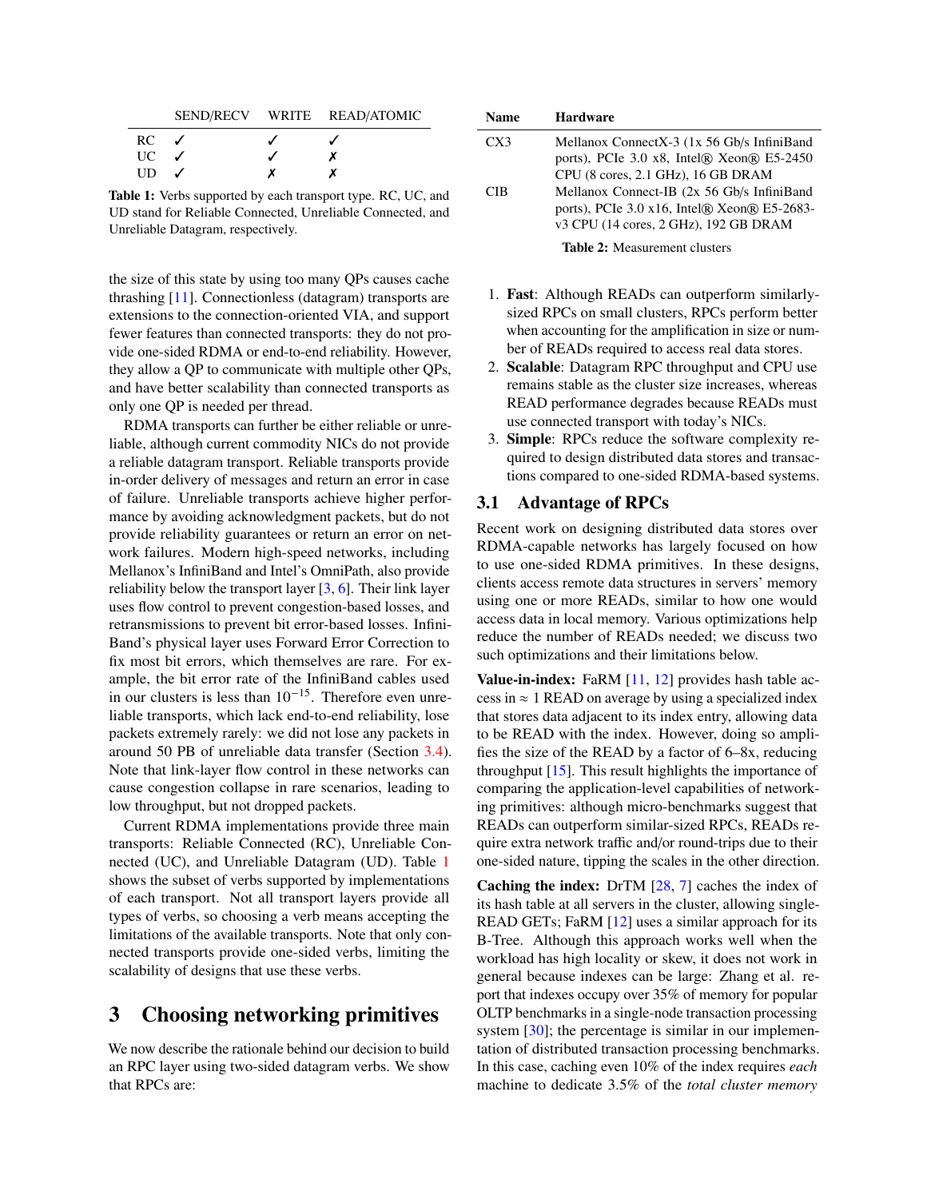|  | SEND/RECV | WRITE | READ/ATOMIC |
|---|---|---|---|
| RC | ✓ | ✓ | ✓ |
| UC | ✓ | ✓ | ✗ |
| UD | ✓ | ✗ | ✗ |

**Table 1:** Verbs supported by each transport type. RC, UC, and UD stand for Reliable Connected, Unreliable Connected, and Unreliable Datagram, respectively.

the size of this state by using too many QPs causes cache thrashing [11]. Connectionless (datagram) transports are extensions to the connection-oriented VIA, and support fewer features than connected transports: they do not provide one-sided RDMA or end-to-end reliability. However, they allow a QP to communicate with multiple other QPs, and have better scalability than connected transports as only one QP is needed per thread.

RDMA transports can further be either reliable or unreliable, although current commodity NICs do not provide a reliable datagram transport. Reliable transports provide in-order delivery of messages and return an error in case of failure. Unreliable transports achieve higher performance by avoiding acknowledgment packets, but do not provide reliability guarantees or return an error on network failures. Modern high-speed networks, including Mellanox's InfiniBand and Intel's OmniPath, also provide reliability below the transport layer [3, 6]. Their link layer uses flow control to prevent congestion-based losses, and retransmissions to prevent bit error-based losses. InfiniBand's physical layer uses Forward Error Correction to fix most bit errors, which themselves are rare. For example, the bit error rate of the InfiniBand cables used in our clusters is less than $10^{-15}$. Therefore even unreliable transports, which lack end-to-end reliability, lose packets extremely rarely: we did not lose any packets in around 50 PB of unreliable data transfer (Section 3.4). Note that link-layer flow control in these networks can cause congestion collapse in rare scenarios, leading to low throughput, but not dropped packets.

Current RDMA implementations provide three main transports: Reliable Connected (RC), Unreliable Connected (UC), and Unreliable Datagram (UD). Table 1 shows the subset of verbs supported by implementations of each transport. Not all transport layers provide all types of verbs, so choosing a verb means accepting the limitations of the available transports. Note that only connected transports provide one-sided verbs, limiting the scalability of designs that use these verbs.

# 3 Choosing networking primitives

We now describe the rationale behind our decision to build an RPC layer using two-sided datagram verbs. We show that RPCs are:

| Name | Hardware |
|---|---|
| CX3 | Mellanox ConnectX-3 (1x 56 Gb/s InfiniBand ports), PCIe 3.0 x8, Intel® Xeon® E5-2450 CPU (8 cores, 2.1 GHz), 16 GB DRAM |
| CIB | Mellanox Connect-IB (2x 56 Gb/s InfiniBand ports), PCIe 3.0 x16, Intel® Xeon® E5-2683-v3 CPU (14 cores, 2 GHz), 192 GB DRAM |

**Table 2:** Measurement clusters

1. **Fast**: Although READs can outperform similarly-sized RPCs on small clusters, RPCs perform better when accounting for the amplification in size or number of READs required to access real data stores.
2. **Scalable**: Datagram RPC throughput and CPU use remains stable as the cluster size increases, whereas READ performance degrades because READs must use connected transport with today's NICs.
3. **Simple**: RPCs reduce the software complexity required to design distributed data stores and transactions compared to one-sided RDMA-based systems.

## 3.1 Advantage of RPCs

Recent work on designing distributed data stores over RDMA-capable networks has largely focused on how to use one-sided RDMA primitives. In these designs, clients access remote data structures in servers' memory using one or more READs, similar to how one would access data in local memory. Various optimizations help reduce the number of READs needed; we discuss two such optimizations and their limitations below.

**Value-in-index:** FaRM [11, 12] provides hash table access in $\approx$ 1 READ on average by using a specialized index that stores data adjacent to its index entry, allowing data to be READ with the index. However, doing so amplifies the size of the READ by a factor of 6–8x, reducing throughput [15]. This result highlights the importance of comparing the application-level capabilities of networking primitives: although micro-benchmarks suggest that READs can outperform similar-sized RPCs, READs require extra network traffic and/or round-trips due to their one-sided nature, tipping the scales in the other direction.

**Caching the index:** DrTM [28, 7] caches the index of its hash table at all servers in the cluster, allowing single-READ GETs; FaRM [12] uses a similar approach for its B-Tree. Although this approach works well when the workload has high locality or skew, it does not work in general because indexes can be large: Zhang et al. report that indexes occupy over 35% of memory for popular OLTP benchmarks in a single-node transaction processing system [30]; the percentage is similar in our implementation of distributed transaction processing benchmarks. In this case, caching even 10% of the index requires *each* machine to dedicate 3.5% of the *total cluster memory*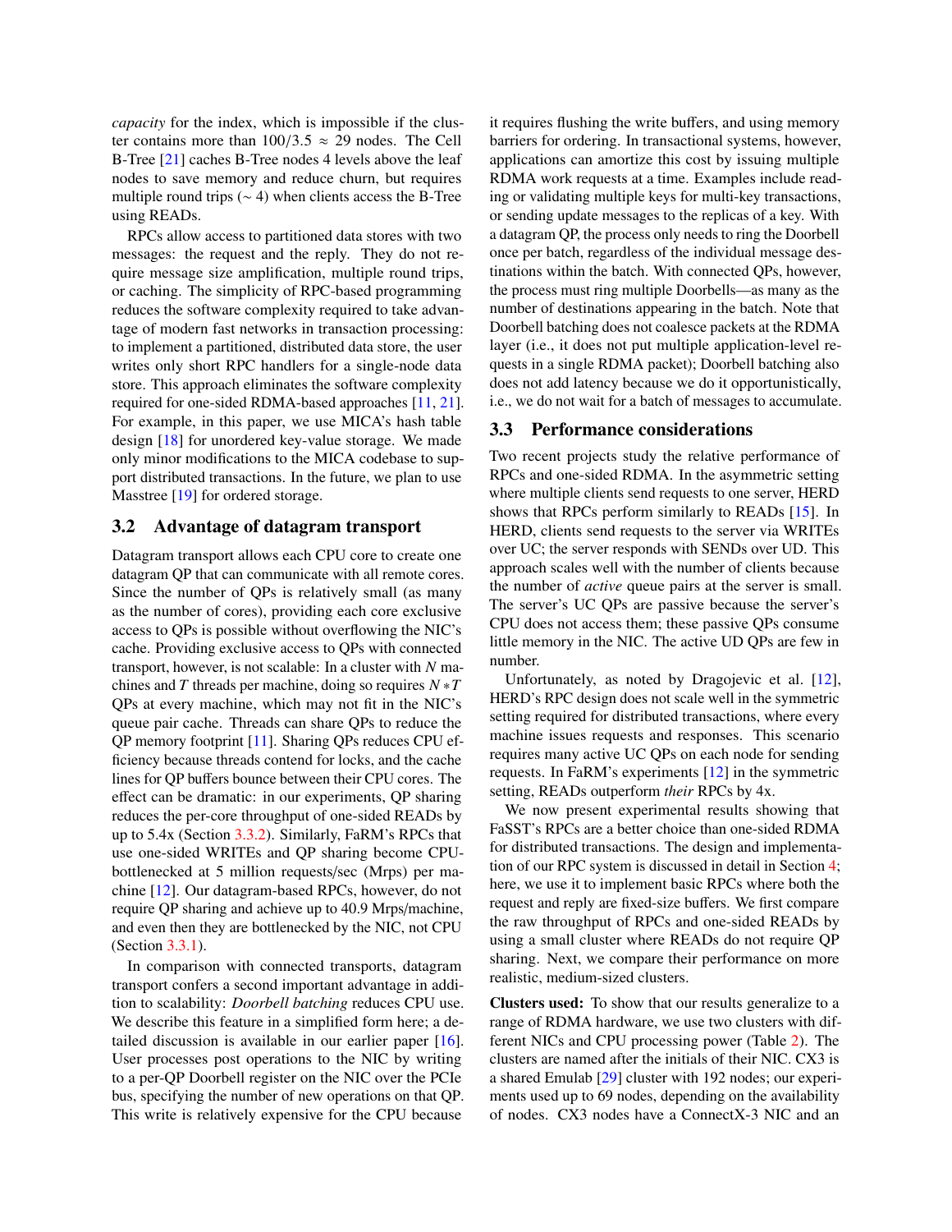*capacity* for the index, which is impossible if the cluster contains more than $100/3.5 \approx 29$ nodes. The Cell B-Tree [21] caches B-Tree nodes 4 levels above the leaf nodes to save memory and reduce churn, but requires multiple round trips ($\sim 4$) when clients access the B-Tree using READs.

RPCs allow access to partitioned data stores with two messages: the request and the reply. They do not require message size amplification, multiple round trips, or caching. The simplicity of RPC-based programming reduces the software complexity required to take advantage of modern fast networks in transaction processing: to implement a partitioned, distributed data store, the user writes only short RPC handlers for a single-node data store. This approach eliminates the software complexity required for one-sided RDMA-based approaches [11, 21]. For example, in this paper, we use MICA's hash table design [18] for unordered key-value storage. We made only minor modifications to the MICA codebase to support distributed transactions. In the future, we plan to use Masstree [19] for ordered storage.

### 3.2 Advantage of datagram transport

Datagram transport allows each CPU core to create one datagram QP that can communicate with all remote cores. Since the number of QPs is relatively small (as many as the number of cores), providing each core exclusive access to QPs is possible without overflowing the NIC's cache. Providing exclusive access to QPs with connected transport, however, is not scalable: In a cluster with $N$ machines and $T$ threads per machine, doing so requires $N*T$ QPs at every machine, which may not fit in the NIC's queue pair cache. Threads can share QPs to reduce the QP memory footprint [11]. Sharing QPs reduces CPU efficiency because threads contend for locks, and the cache lines for QP buffers bounce between their CPU cores. The effect can be dramatic: in our experiments, QP sharing reduces the per-core throughput of one-sided READs by up to 5.4x (Section 3.3.2). Similarly, FaRM's RPCs that use one-sided WRITEs and QP sharing become CPU-bottlenecked at 5 million requests/sec (Mrps) per machine [12]. Our datagram-based RPCs, however, do not require QP sharing and achieve up to 40.9 Mrps/machine, and even then they are bottlenecked by the NIC, not CPU (Section 3.3.1).

In comparison with connected transports, datagram transport confers a second important advantage in addition to scalability: *Doorbell batching* reduces CPU use. We describe this feature in a simplified form here; a detailed discussion is available in our earlier paper [16]. User processes post operations to the NIC by writing to a per-QP Doorbell register on the NIC over the PCIe bus, specifying the number of new operations on that QP. This write is relatively expensive for the CPU because it requires flushing the write buffers, and using memory barriers for ordering. In transactional systems, however, applications can amortize this cost by issuing multiple RDMA work requests at a time. Examples include reading or validating multiple keys for multi-key transactions, or sending update messages to the replicas of a key. With a datagram QP, the process only needs to ring the Doorbell once per batch, regardless of the individual message destinations within the batch. With connected QPs, however, the process must ring multiple Doorbells—as many as the number of destinations appearing in the batch. Note that Doorbell batching does not coalesce packets at the RDMA layer (i.e., it does not put multiple application-level requests in a single RDMA packet); Doorbell batching also does not add latency because we do it opportunistically, i.e., we do not wait for a batch of messages to accumulate.

### 3.3 Performance considerations

Two recent projects study the relative performance of RPCs and one-sided RDMA. In the asymmetric setting where multiple clients send requests to one server, HERD shows that RPCs perform similarly to READs [15]. In HERD, clients send requests to the server via WRITEs over UC; the server responds with SENDs over UD. This approach scales well with the number of clients because the number of *active* queue pairs at the server is small. The server's UC QPs are passive because the server's CPU does not access them; these passive QPs consume little memory in the NIC. The active UD QPs are few in number.

Unfortunately, as noted by Dragojevic et al. [12], HERD's RPC design does not scale well in the symmetric setting required for distributed transactions, where every machine issues requests and responses. This scenario requires many active UC QPs on each node for sending requests. In FaRM's experiments [12] in the symmetric setting, READs outperform *their* RPCs by 4x.

We now present experimental results showing that FaSST's RPCs are a better choice than one-sided RDMA for distributed transactions. The design and implementation of our RPC system is discussed in detail in Section 4; here, we use it to implement basic RPCs where both the request and reply are fixed-size buffers. We first compare the raw throughput of RPCs and one-sided READs by using a small cluster where READs do not require QP sharing. Next, we compare their performance on more realistic, medium-sized clusters.

**Clusters used:** To show that our results generalize to a range of RDMA hardware, we use two clusters with different NICs and CPU processing power (Table 2). The clusters are named after the initials of their NIC. CX3 is a shared Emulab [29] cluster with 192 nodes; our experiments used up to 69 nodes, depending on the availability of nodes. CX3 nodes have a ConnectX-3 NIC and an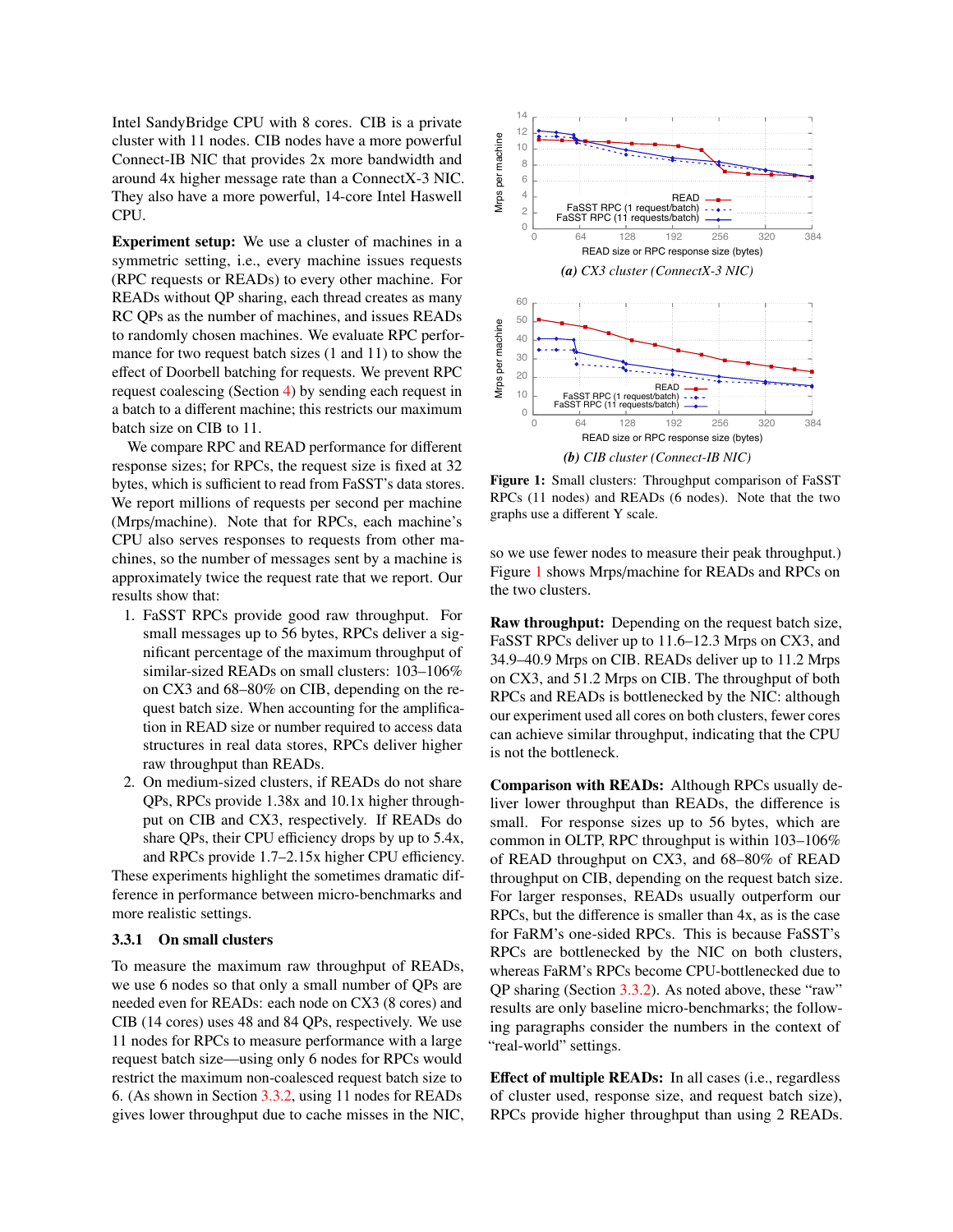Intel SandyBridge CPU with 8 cores. CIB is a private cluster with 11 nodes. CIB nodes have a more powerful Connect-IB NIC that provides 2x more bandwidth and around 4x higher message rate than a ConnectX-3 NIC. They also have a more powerful, 14-core Intel Haswell CPU.

**Experiment setup:** We use a cluster of machines in a symmetric setting, i.e., every machine issues requests (RPC requests or READs) to every other machine. For READs without QP sharing, each thread creates as many RC QPs as the number of machines, and issues READs to randomly chosen machines. We evaluate RPC performance for two request batch sizes (1 and 11) to show the effect of Doorbell batching for requests. We prevent RPC request coalescing (Section 4) by sending each request in a batch to a different machine; this restricts our maximum batch size on CIB to 11.

We compare RPC and READ performance for different response sizes; for RPCs, the request size is fixed at 32 bytes, which is sufficient to read from FaSST's data stores. We report millions of requests per second per machine (Mrps/machine). Note that for RPCs, each machine's CPU also serves responses to requests from other machines, so the number of messages sent by a machine is approximately twice the request rate that we report. Our results show that:

1. FaSST RPCs provide good raw throughput. For small messages up to 56 bytes, RPCs deliver a significant percentage of the maximum throughput of similar-sized READs on small clusters: 103–106% on CX3 and 68–80% on CIB, depending on the request batch size. When accounting for the amplification in READ size or number required to access data structures in real data stores, RPCs deliver higher raw throughput than READs.
2. On medium-sized clusters, if READs do not share QPs, RPCs provide 1.38x and 10.1x higher throughput on CIB and CX3, respectively. If READs do share QPs, their CPU efficiency drops by up to 5.4x, and RPCs provide 1.7–2.15x higher CPU efficiency.

These experiments highlight the sometimes dramatic difference in performance between micro-benchmarks and more realistic settings.

#### 3.3.1 On small clusters

To measure the maximum raw throughput of READs, we use 6 nodes so that only a small number of QPs are needed even for READs: each node on CX3 (8 cores) and CIB (14 cores) uses 48 and 84 QPs, respectively. We use 11 nodes for RPCs to measure performance with a large request batch size—using only 6 nodes for RPCs would restrict the maximum non-coalesced request batch size to 6. (As shown in Section 3.3.2, using 11 nodes for READs gives lower throughput due to cache misses in the NIC, so we use fewer nodes to measure their peak throughput.) Figure 1 shows Mrps/machine for READs and RPCs on the two clusters.

*(a) CX3 cluster (ConnectX-3 NIC)*

*(b) CIB cluster (Connect-IB NIC)*

**Figure 1:** Small clusters: Throughput comparison of FaSST RPCs (11 nodes) and READs (6 nodes). Note that the two graphs use a different Y scale.

**Raw throughput:** Depending on the request batch size, FaSST RPCs deliver up to 11.6–12.3 Mrps on CX3, and 34.9–40.9 Mrps on CIB. READs deliver up to 11.2 Mrps on CX3, and 51.2 Mrps on CIB. The throughput of both RPCs and READs is bottlenecked by the NIC: although our experiment used all cores on both clusters, fewer cores can achieve similar throughput, indicating that the CPU is not the bottleneck.

**Comparison with READs:** Although RPCs usually deliver lower throughput than READs, the difference is small. For response sizes up to 56 bytes, which are common in OLTP, RPC throughput is within 103–106% of READ throughput on CX3, and 68–80% of READ throughput on CIB, depending on the request batch size. For larger responses, READs usually outperform our RPCs, but the difference is smaller than 4x, as is the case for FaRM's one-sided RPCs. This is because FaSST's RPCs are bottlenecked by the NIC on both clusters, whereas FaRM's RPCs become CPU-bottlenecked due to QP sharing (Section 3.3.2). As noted above, these "raw" results are only baseline micro-benchmarks; the following paragraphs consider the numbers in the context of "real-world" settings.

**Effect of multiple READs:** In all cases (i.e., regardless of cluster used, response size, and request batch size), RPCs provide higher throughput than using 2 READs.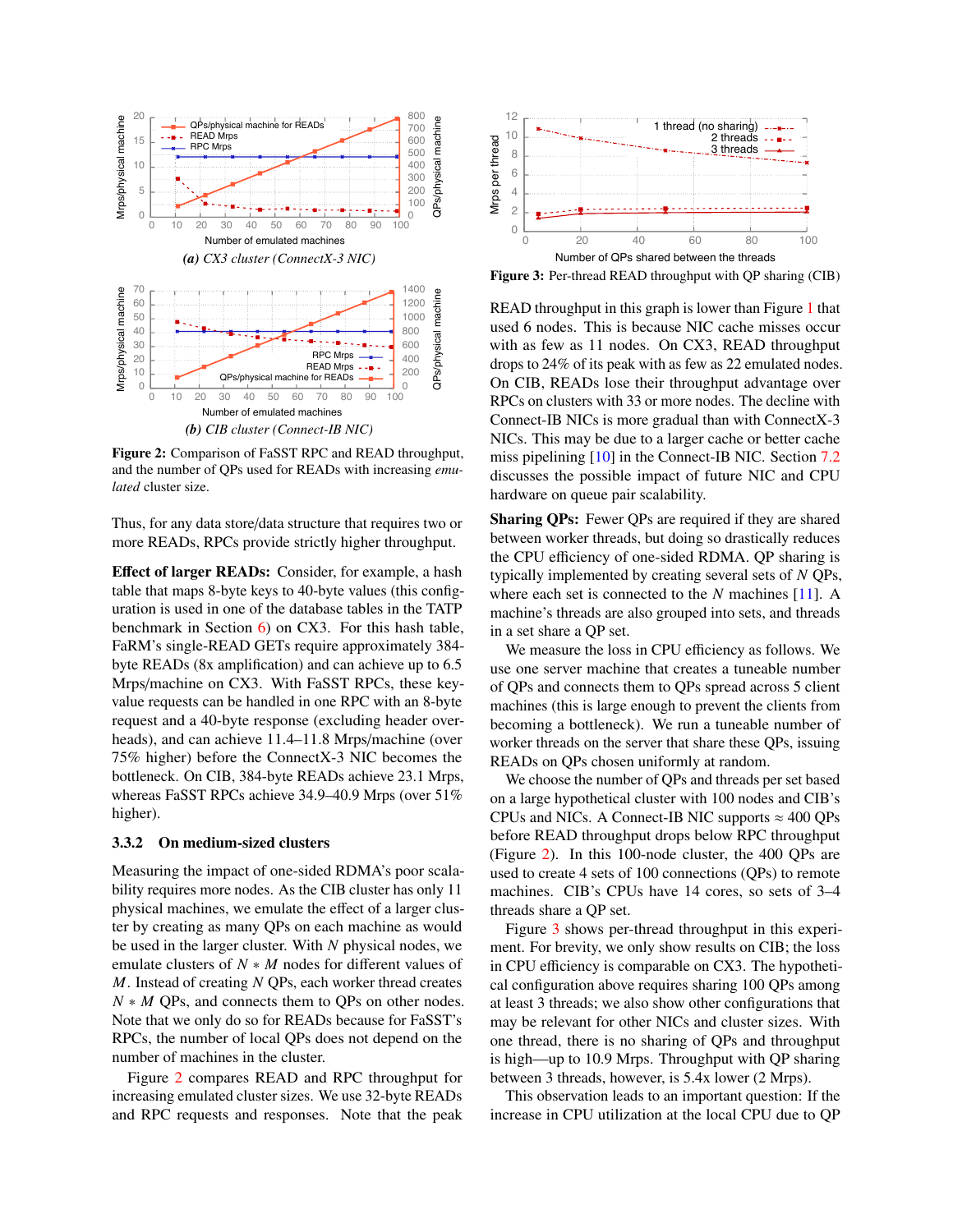Figure 2: Comparison of FaSST RPC and READ throughput, and the number of QPs used for READs with increasing *emulated* cluster size.

*(a) CX3 cluster (ConnectX-3 NIC)*

*(b) CIB cluster (Connect-IB NIC)*

Thus, for any data store/data structure that requires two or more READs, RPCs provide strictly higher throughput.

**Effect of larger READs:** Consider, for example, a hash table that maps 8-byte keys to 40-byte values (this configuration is used in one of the database tables in the TATP benchmark in Section 6) on CX3. For this hash table, FaRM's single-READ GETs require approximately 384-byte READs (8x amplification) and can achieve up to 6.5 Mrps/machine on CX3. With FaSST RPCs, these key-value requests can be handled in one RPC with an 8-byte request and a 40-byte response (excluding header overheads), and can achieve 11.4–11.8 Mrps/machine (over 75% higher) before the ConnectX-3 NIC becomes the bottleneck. On CIB, 384-byte READs achieve 23.1 Mrps, whereas FaSST RPCs achieve 34.9–40.9 Mrps (over 51% higher).

### 3.3.2 On medium-sized clusters

Measuring the impact of one-sided RDMA's poor scalability requires more nodes. As the CIB cluster has only 11 physical machines, we emulate the effect of a larger cluster by creating as many QPs on each machine as would be used in the larger cluster. With $N$ physical nodes, we emulate clusters of $N * M$ nodes for different values of $M$. Instead of creating $N$ QPs, each worker thread creates $N * M$ QPs, and connects them to QPs on other nodes. Note that we only do so for READs because for FaSST's RPCs, the number of local QPs does not depend on the number of machines in the cluster.

Figure 2 compares READ and RPC throughput for increasing emulated cluster sizes. We use 32-byte READs and RPC requests and responses. Note that the peak READ throughput in this graph is lower than Figure 1 that used 6 nodes. This is because NIC cache misses occur with as few as 11 nodes. On CX3, READ throughput drops to 24% of its peak with as few as 22 emulated nodes. On CIB, READs lose their throughput advantage over RPCs on clusters with 33 or more nodes. The decline with Connect-IB NICs is more gradual than with ConnectX-3 NICs. This may be due to a larger cache or better cache miss pipelining [10] in the Connect-IB NIC. Section 7.2 discusses the possible impact of future NIC and CPU hardware on queue pair scalability.

Figure 3: Per-thread READ throughput with QP sharing (CIB)

**Sharing QPs:** Fewer QPs are required if they are shared between worker threads, but doing so drastically reduces the CPU efficiency of one-sided RDMA. QP sharing is typically implemented by creating several sets of $N$ QPs, where each set is connected to the $N$ machines [11]. A machine's threads are also grouped into sets, and threads in a set share a QP set.

We measure the loss in CPU efficiency as follows. We use one server machine that creates a tuneable number of QPs and connects them to QPs spread across 5 client machines (this is large enough to prevent the clients from becoming a bottleneck). We run a tuneable number of worker threads on the server that share these QPs, issuing READs on QPs chosen uniformly at random.

We choose the number of QPs and threads per set based on a large hypothetical cluster with 100 nodes and CIB's CPUs and NICs. A Connect-IB NIC supports $\approx$ 400 QPs before READ throughput drops below RPC throughput (Figure 2). In this 100-node cluster, the 400 QPs are used to create 4 sets of 100 connections (QPs) to remote machines. CIB's CPUs have 14 cores, so sets of 3–4 threads share a QP set.

Figure 3 shows per-thread throughput in this experiment. For brevity, we only show results on CIB; the loss in CPU efficiency is comparable on CX3. The hypothetical configuration above requires sharing 100 QPs among at least 3 threads; we also show other configurations that may be relevant for other NICs and cluster sizes. With one thread, there is no sharing of QPs and throughput is high—up to 10.9 Mrps. Throughput with QP sharing between 3 threads, however, is 5.4x lower (2 Mrps).

This observation leads to an important question: If the increase in CPU utilization at the local CPU due to QP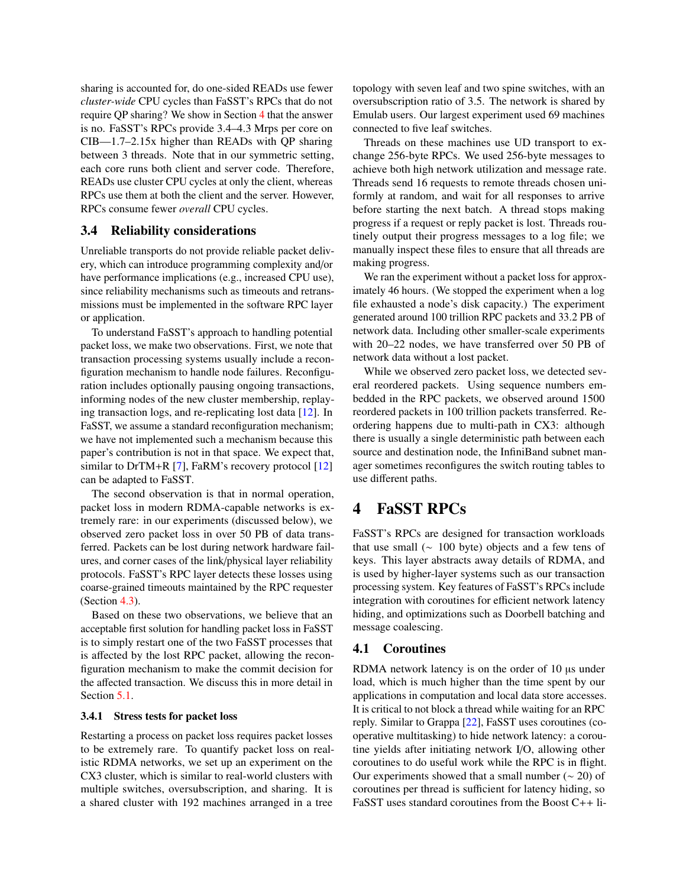sharing is accounted for, do one-sided READs use fewer *cluster-wide* CPU cycles than FaSST's RPCs that do not require QP sharing? We show in Section 4 that the answer is no. FaSST's RPCs provide 3.4–4.3 Mrps per core on CIB—1.7–2.15x higher than READs with QP sharing between 3 threads. Note that in our symmetric setting, each core runs both client and server code. Therefore, READs use cluster CPU cycles at only the client, whereas RPCs use them at both the client and the server. However, RPCs consume fewer *overall* CPU cycles.

### 3.4 Reliability considerations

Unreliable transports do not provide reliable packet delivery, which can introduce programming complexity and/or have performance implications (e.g., increased CPU use), since reliability mechanisms such as timeouts and retransmissions must be implemented in the software RPC layer or application.

To understand FaSST's approach to handling potential packet loss, we make two observations. First, we note that transaction processing systems usually include a reconfiguration mechanism to handle node failures. Reconfiguration includes optionally pausing ongoing transactions, informing nodes of the new cluster membership, replaying transaction logs, and re-replicating lost data [12]. In FaSST, we assume a standard reconfiguration mechanism; we have not implemented such a mechanism because this paper's contribution is not in that space. We expect that, similar to DrTM+R [7], FaRM's recovery protocol [12] can be adapted to FaSST.

The second observation is that in normal operation, packet loss in modern RDMA-capable networks is extremely rare: in our experiments (discussed below), we observed zero packet loss in over 50 PB of data transferred. Packets can be lost during network hardware failures, and corner cases of the link/physical layer reliability protocols. FaSST's RPC layer detects these losses using coarse-grained timeouts maintained by the RPC requester (Section 4.3).

Based on these two observations, we believe that an acceptable first solution for handling packet loss in FaSST is to simply restart one of the two FaSST processes that is affected by the lost RPC packet, allowing the reconfiguration mechanism to make the commit decision for the affected transaction. We discuss this in more detail in Section 5.1.

#### 3.4.1 Stress tests for packet loss

Restarting a process on packet loss requires packet losses to be extremely rare. To quantify packet loss on realistic RDMA networks, we set up an experiment on the CX3 cluster, which is similar to real-world clusters with multiple switches, oversubscription, and sharing. It is a shared cluster with 192 machines arranged in a tree topology with seven leaf and two spine switches, with an oversubscription ratio of 3.5. The network is shared by Emulab users. Our largest experiment used 69 machines connected to five leaf switches.

Threads on these machines use UD transport to exchange 256-byte RPCs. We used 256-byte messages to achieve both high network utilization and message rate. Threads send 16 requests to remote threads chosen uniformly at random, and wait for all responses to arrive before starting the next batch. A thread stops making progress if a request or reply packet is lost. Threads routinely output their progress messages to a log file; we manually inspect these files to ensure that all threads are making progress.

We ran the experiment without a packet loss for approximately 46 hours. (We stopped the experiment when a log file exhausted a node's disk capacity.) The experiment generated around 100 trillion RPC packets and 33.2 PB of network data. Including other smaller-scale experiments with 20–22 nodes, we have transferred over 50 PB of network data without a lost packet.

While we observed zero packet loss, we detected several reordered packets. Using sequence numbers embedded in the RPC packets, we observed around 1500 reordered packets in 100 trillion packets transferred. Reordering happens due to multi-path in CX3: although there is usually a single deterministic path between each source and destination node, the InfiniBand subnet manager sometimes reconfigures the switch routing tables to use different paths.

## 4 FaSST RPCs

FaSST's RPCs are designed for transaction workloads that use small (~ 100 byte) objects and a few tens of keys. This layer abstracts away details of RDMA, and is used by higher-layer systems such as our transaction processing system. Key features of FaSST's RPCs include integration with coroutines for efficient network latency hiding, and optimizations such as Doorbell batching and message coalescing.

### 4.1 Coroutines

RDMA network latency is on the order of 10 µs under load, which is much higher than the time spent by our applications in computation and local data store accesses. It is critical to not block a thread while waiting for an RPC reply. Similar to Grappa [22], FaSST uses coroutines (cooperative multitasking) to hide network latency: a coroutine yields after initiating network I/O, allowing other coroutines to do useful work while the RPC is in flight. Our experiments showed that a small number (~ 20) of coroutines per thread is sufficient for latency hiding, so FaSST uses standard coroutines from the Boost C++ li-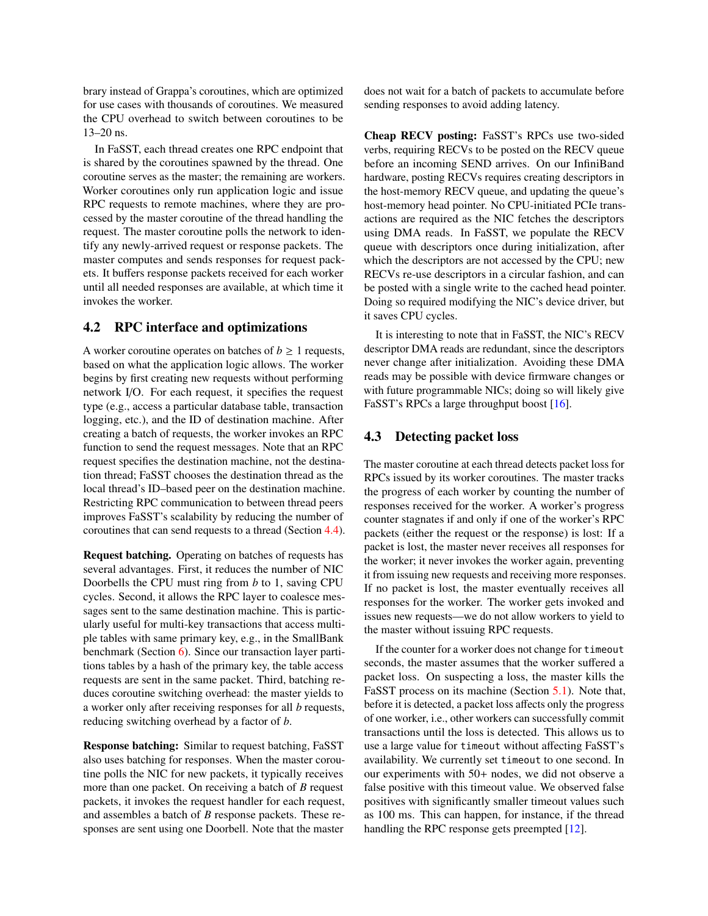brary instead of Grappa's coroutines, which are optimized for use cases with thousands of coroutines. We measured the CPU overhead to switch between coroutines to be 13–20 ns.

In FaSST, each thread creates one RPC endpoint that is shared by the coroutines spawned by the thread. One coroutine serves as the master; the remaining are workers. Worker coroutines only run application logic and issue RPC requests to remote machines, where they are processed by the master coroutine of the thread handling the request. The master coroutine polls the network to identify any newly-arrived request or response packets. The master computes and sends responses for request packets. It buffers response packets received for each worker until all needed responses are available, at which time it invokes the worker.

## 4.2 RPC interface and optimizations

A worker coroutine operates on batches of $b \geq 1$ requests, based on what the application logic allows. The worker begins by first creating new requests without performing network I/O. For each request, it specifies the request type (e.g., access a particular database table, transaction logging, etc.), and the ID of destination machine. After creating a batch of requests, the worker invokes an RPC function to send the request messages. Note that an RPC request specifies the destination machine, not the destination thread; FaSST chooses the destination thread as the local thread's ID–based peer on the destination machine. Restricting RPC communication to between thread peers improves FaSST's scalability by reducing the number of coroutines that can send requests to a thread (Section 4.4).

**Request batching.** Operating on batches of requests has several advantages. First, it reduces the number of NIC Doorbells the CPU must ring from $b$ to 1, saving CPU cycles. Second, it allows the RPC layer to coalesce messages sent to the same destination machine. This is particularly useful for multi-key transactions that access multiple tables with same primary key, e.g., in the SmallBank benchmark (Section 6). Since our transaction layer partitions tables by a hash of the primary key, the table access requests are sent in the same packet. Third, batching reduces coroutine switching overhead: the master yields to a worker only after receiving responses for all $b$ requests, reducing switching overhead by a factor of $b$.

**Response batching:** Similar to request batching, FaSST also uses batching for responses. When the master coroutine polls the NIC for new packets, it typically receives more than one packet. On receiving a batch of $B$ request packets, it invokes the request handler for each request, and assembles a batch of $B$ response packets. These responses are sent using one Doorbell. Note that the master does not wait for a batch of packets to accumulate before sending responses to avoid adding latency.

**Cheap RECV posting:** FaSST's RPCs use two-sided verbs, requiring RECVs to be posted on the RECV queue before an incoming SEND arrives. On our InfiniBand hardware, posting RECVs requires creating descriptors in the host-memory RECV queue, and updating the queue's host-memory head pointer. No CPU-initiated PCIe transactions are required as the NIC fetches the descriptors using DMA reads. In FaSST, we populate the RECV queue with descriptors once during initialization, after which the descriptors are not accessed by the CPU; new RECVs re-use descriptors in a circular fashion, and can be posted with a single write to the cached head pointer. Doing so required modifying the NIC's device driver, but it saves CPU cycles.

It is interesting to note that in FaSST, the NIC's RECV descriptor DMA reads are redundant, since the descriptors never change after initialization. Avoiding these DMA reads may be possible with device firmware changes or with future programmable NICs; doing so will likely give FaSST's RPCs a large throughput boost [16].

## 4.3 Detecting packet loss

The master coroutine at each thread detects packet loss for RPCs issued by its worker coroutines. The master tracks the progress of each worker by counting the number of responses received for the worker. A worker's progress counter stagnates if and only if one of the worker's RPC packets (either the request or the response) is lost: If a packet is lost, the master never receives all responses for the worker; it never invokes the worker again, preventing it from issuing new requests and receiving more responses. If no packet is lost, the master eventually receives all responses for the worker. The worker gets invoked and issues new requests—we do not allow workers to yield to the master without issuing RPC requests.

If the counter for a worker does not change for `timeout` seconds, the master assumes that the worker suffered a packet loss. On suspecting a loss, the master kills the FaSST process on its machine (Section 5.1). Note that, before it is detected, a packet loss affects only the progress of one worker, i.e., other workers can successfully commit transactions until the loss is detected. This allows us to use a large value for `timeout` without affecting FaSST's availability. We currently set `timeout` to one second. In our experiments with 50+ nodes, we did not observe a false positive with this timeout value. We observed false positives with significantly smaller timeout values such as 100 ms. This can happen, for instance, if the thread handling the RPC response gets preempted [12].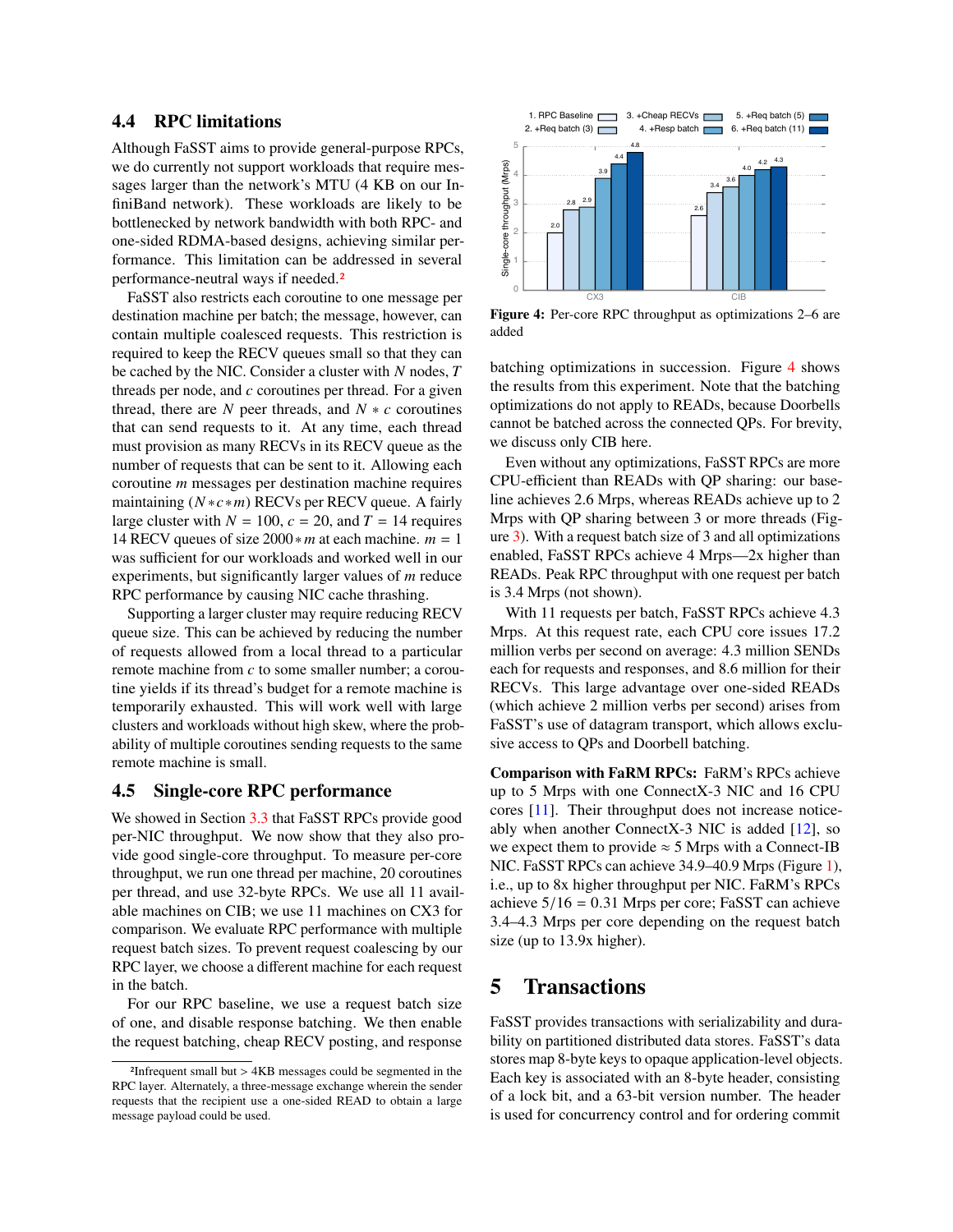### 4.4 RPC limitations

Although FaSST aims to provide general-purpose RPCs, we do currently not support workloads that require messages larger than the network's MTU (4 KB on our InfiniBand network). These workloads are likely to be bottlenecked by network bandwidth with both RPC- and one-sided RDMA-based designs, achieving similar performance. This limitation can be addressed in several performance-neutral ways if needed.[2]

FaSST also restricts each coroutine to one message per destination machine per batch; the message, however, can contain multiple coalesced requests. This restriction is required to keep the RECV queues small so that they can be cached by the NIC. Consider a cluster with $N$ nodes, $T$ threads per node, and $c$ coroutines per thread. For a given thread, there are $N$ peer threads, and $N * c$ coroutines that can send requests to it. At any time, each thread must provision as many RECVs in its RECV queue as the number of requests that can be sent to it. Allowing each coroutine $m$ messages per destination machine requires maintaining $(N*c*m)$ RECVs per RECV queue. A fairly large cluster with $N = 100$, $c = 20$, and $T = 14$ requires 14 RECV queues of size $2000*m$ at each machine. $m = 1$ was sufficient for our workloads and worked well in our experiments, but significantly larger values of $m$ reduce RPC performance by causing NIC cache thrashing.

Supporting a larger cluster may require reducing RECV queue size. This can be achieved by reducing the number of requests allowed from a local thread to a particular remote machine from $c$ to some smaller number; a coroutine yields if its thread's budget for a remote machine is temporarily exhausted. This will work well with large clusters and workloads without high skew, where the probability of multiple coroutines sending requests to the same remote machine is small.

### 4.5 Single-core RPC performance

We showed in Section 3.3 that FaSST RPCs provide good per-NIC throughput. We now show that they also provide good single-core throughput. To measure per-core throughput, we run one thread per machine, 20 coroutines per thread, and use 32-byte RPCs. We use all 11 available machines on CIB; we use 11 machines on CX3 for comparison. We evaluate RPC performance with multiple request batch sizes. To prevent request coalescing by our RPC layer, we choose a different machine for each request in the batch.

For our RPC baseline, we use a request batch size of one, and disable response batching. We then enable the request batching, cheap RECV posting, and response batching optimizations in succession. Figure 4 shows the results from this experiment. Note that the batching optimizations do not apply to READs, because Doorbells cannot be batched across the connected QPs. For brevity, we discuss only CIB here.

| | 1. RPC Baseline | 2. +Req batch (3) | 3. +Cheap RECVs | 4. +Resp batch | 5. +Req batch (5) | 6. +Req batch (11) |
|---|---|---|---|---|---|---|
| CX3 | 2.0 | 2.8 | 2.9 | 3.9 | 4.4 | 4.8 |
| CIB | 2.6 | 3.4 | 3.6 | 4.0 | 4.2 | 4.3 |

**Figure 4:** Per-core RPC throughput as optimizations 2–6 are added

Even without any optimizations, FaSST RPCs are more CPU-efficient than READs with QP sharing: our baseline achieves 2.6 Mrps, whereas READs achieve up to 2 Mrps with QP sharing between 3 or more threads (Figure 3). With a request batch size of 3 and all optimizations enabled, FaSST RPCs achieve 4 Mrps—2x higher than READs. Peak RPC throughput with one request per batch is 3.4 Mrps (not shown).

With 11 requests per batch, FaSST RPCs achieve 4.3 Mrps. At this request rate, each CPU core issues 17.2 million verbs per second on average: 4.3 million SENDs each for requests and responses, and 8.6 million for their RECVs. This large advantage over one-sided READs (which achieve 2 million verbs per second) arises from FaSST's use of datagram transport, which allows exclusive access to QPs and Doorbell batching.

**Comparison with FaRM RPCs:** FaRM's RPCs achieve up to 5 Mrps with one ConnectX-3 NIC and 16 CPU cores [11]. Their throughput does not increase noticeably when another ConnectX-3 NIC is added [12], so we expect them to provide $\approx 5$ Mrps with a Connect-IB NIC. FaSST RPCs can achieve 34.9–40.9 Mrps (Figure 1), i.e., up to 8x higher throughput per NIC. FaRM's RPCs achieve $5/16 = 0.31$ Mrps per core; FaSST can achieve 3.4–4.3 Mrps per core depending on the request batch size (up to 13.9x higher).

## 5 Transactions

FaSST provides transactions with serializability and durability on partitioned distributed data stores. FaSST's data stores map 8-byte keys to opaque application-level objects. Each key is associated with an 8-byte header, consisting of a lock bit, and a 63-bit version number. The header is used for concurrency control and for ordering commit

[2] Infrequent small but > 4KB messages could be segmented in the RPC layer. Alternately, a three-message exchange wherein the sender requests that the recipient use a one-sided READ to obtain a large message payload could be used.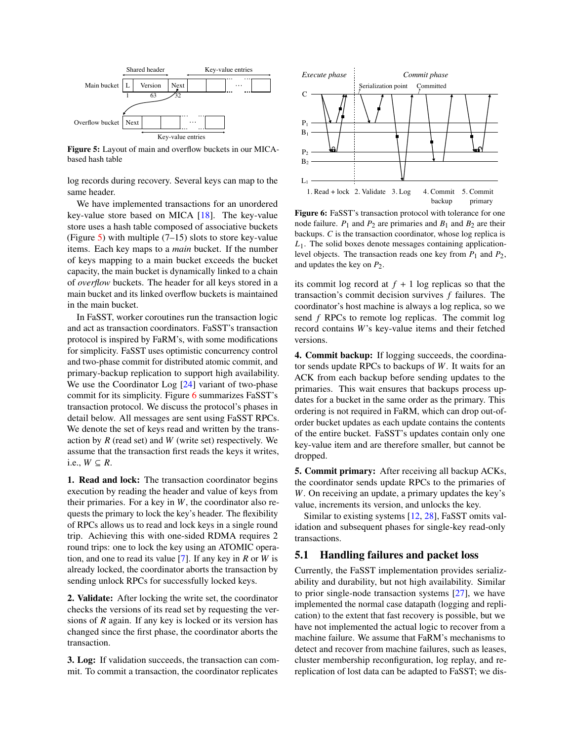Figure 5: Layout of main and overflow buckets in our MICA-based hash table

log records during recovery. Several keys can map to the same header.

We have implemented transactions for an unordered key-value store based on MICA [18]. The key-value store uses a hash table composed of associative buckets (Figure 5) with multiple (7–15) slots to store key-value items. Each key maps to a *main* bucket. If the number of keys mapping to a main bucket exceeds the bucket capacity, the main bucket is dynamically linked to a chain of *overflow* buckets. The header for all keys stored in a main bucket and its linked overflow buckets is maintained in the main bucket.

In FaSST, worker coroutines run the transaction logic and act as transaction coordinators. FaSST's transaction protocol is inspired by FaRM's, with some modifications for simplicity. FaSST uses optimistic concurrency control and two-phase commit for distributed atomic commit, and primary-backup replication to support high availability. We use the Coordinator Log [24] variant of two-phase commit for its simplicity. Figure 6 summarizes FaSST's transaction protocol. We discuss the protocol's phases in detail below. All messages are sent using FaSST RPCs. We denote the set of keys read and written by the transaction by $R$ (read set) and $W$ (write set) respectively. We assume that the transaction first reads the keys it writes, i.e., $W \subseteq R$.

**1. Read and lock:** The transaction coordinator begins execution by reading the header and value of keys from their primaries. For a key in $W$, the coordinator also requests the primary to lock the key's header. The flexibility of RPCs allows us to read and lock keys in a single round trip. Achieving this with one-sided RDMA requires 2 round trips: one to lock the key using an ATOMIC operation, and one to read its value [7]. If any key in $R$ or $W$ is already locked, the coordinator aborts the transaction by sending unlock RPCs for successfully locked keys.

**2. Validate:** After locking the write set, the coordinator checks the versions of its read set by requesting the versions of $R$ again. If any key is locked or its version has changed since the first phase, the coordinator aborts the transaction.

**3. Log:** If validation succeeds, the transaction can commit. To commit a transaction, the coordinator replicates its commit log record at $f + 1$ log replicas so that the transaction's commit decision survives $f$ failures. The coordinator's host machine is always a log replica, so we send $f$ RPCs to remote log replicas. The commit log record contains $W$'s key-value items and their fetched versions.

Figure 6: FaSST's transaction protocol with tolerance for one node failure. $P_1$ and $P_2$ are primaries and $B_1$ and $B_2$ are their backups. $C$ is the transaction coordinator, whose log replica is $L_1$. The solid boxes denote messages containing application-level objects. The transaction reads one key from $P_1$ and $P_2$, and updates the key on $P_2$.

**4. Commit backup:** If logging succeeds, the coordinator sends update RPCs to backups of $W$. It waits for an ACK from each backup before sending updates to the primaries. This wait ensures that backups process updates for a bucket in the same order as the primary. This ordering is not required in FaRM, which can drop out-of-order bucket updates as each update contains the contents of the entire bucket. FaSST's updates contain only one key-value item and are therefore smaller, but cannot be dropped.

**5. Commit primary:** After receiving all backup ACKs, the coordinator sends update RPCs to the primaries of $W$. On receiving an update, a primary updates the key's value, increments its version, and unlocks the key.

Similar to existing systems [12, 28], FaSST omits validation and subsequent phases for single-key read-only transactions.

## 5.1 Handling failures and packet loss

Currently, the FaSST implementation provides serializability and durability, but not high availability. Similar to prior single-node transaction systems [27], we have implemented the normal case datapath (logging and replication) to the extent that fast recovery is possible, but we have not implemented the actual logic to recover from a machine failure. We assume that FaRM's mechanisms to detect and recover from machine failures, such as leases, cluster membership reconfiguration, log replay, and re-replication of lost data can be adapted to FaSST; we dis-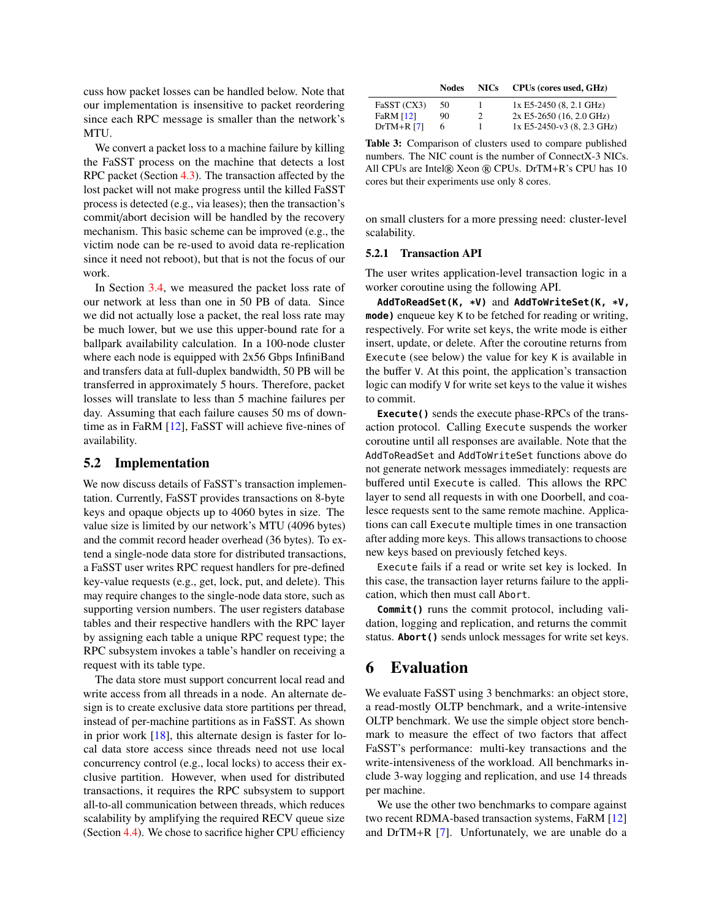cuss how packet losses can be handled below. Note that our implementation is insensitive to packet reordering since each RPC message is smaller than the network's MTU.

We convert a packet loss to a machine failure by killing the FaSST process on the machine that detects a lost RPC packet (Section 4.3). The transaction affected by the lost packet will not make progress until the killed FaSST process is detected (e.g., via leases); then the transaction's commit/abort decision will be handled by the recovery mechanism. This basic scheme can be improved (e.g., the victim node can be re-used to avoid data re-replication since it need not reboot), but that is not the focus of our work.

In Section 3.4, we measured the packet loss rate of our network at less than one in 50 PB of data. Since we did not actually lose a packet, the real loss rate may be much lower, but we use this upper-bound rate for a ballpark availability calculation. In a 100-node cluster where each node is equipped with 2x56 Gbps InfiniBand and transfers data at full-duplex bandwidth, 50 PB will be transferred in approximately 5 hours. Therefore, packet losses will translate to less than 5 machine failures per day. Assuming that each failure causes 50 ms of downtime as in FaRM [12], FaSST will achieve five-nines of availability.

## 5.2 Implementation

We now discuss details of FaSST's transaction implementation. Currently, FaSST provides transactions on 8-byte keys and opaque objects up to 4060 bytes in size. The value size is limited by our network's MTU (4096 bytes) and the commit record header overhead (36 bytes). To extend a single-node data store for distributed transactions, a FaSST user writes RPC request handlers for pre-defined key-value requests (e.g., get, lock, put, and delete). This may require changes to the single-node data store, such as supporting version numbers. The user registers database tables and their respective handlers with the RPC layer by assigning each table a unique RPC request type; the RPC subsystem invokes a table's handler on receiving a request with its table type.

The data store must support concurrent local read and write access from all threads in a node. An alternate design is to create exclusive data store partitions per thread, instead of per-machine partitions as in FaSST. As shown in prior work [18], this alternate design is faster for local data store access since threads need not use local concurrency control (e.g., local locks) to access their exclusive partition. However, when used for distributed transactions, it requires the RPC subsystem to support all-to-all communication between threads, which reduces scalability by amplifying the required RECV queue size (Section 4.4). We chose to sacrifice higher CPU efficiency on small clusters for a more pressing need: cluster-level scalability.

|  | Nodes | NICs | CPUs (cores used, GHz) |
|---|---|---|---|
| FaSST (CX3) | 50 | 1 | 1x E5-2450 (8, 2.1 GHz) |
| FaRM [12] | 90 | 2 | 2x E5-2650 (16, 2.0 GHz) |
| DrTM+R [7] | 6 | 1 | 1x E5-2450-v3 (8, 2.3 GHz) |

**Table 3:** Comparison of clusters used to compare published numbers. The NIC count is the number of ConnectX-3 NICs. All CPUs are Intel® Xeon ® CPUs. DrTM+R's CPU has 10 cores but their experiments use only 8 cores.

### 5.2.1 Transaction API

The user writes application-level transaction logic in a worker coroutine using the following API.

**`AddToReadSet(K, *V)`** and **`AddToWriteSet(K, *V, mode)`** enqueue key `K` to be fetched for reading or writing, respectively. For write set keys, the write mode is either insert, update, or delete. After the coroutine returns from `Execute` (see below) the value for key `K` is available in the buffer `V`. At this point, the application's transaction logic can modify `V` for write set keys to the value it wishes to commit.

**`Execute()`** sends the execute phase-RPCs of the transaction protocol. Calling `Execute` suspends the worker coroutine until all responses are available. Note that the `AddToReadSet` and `AddToWriteSet` functions above do not generate network messages immediately: requests are buffered until `Execute` is called. This allows the RPC layer to send all requests in with one Doorbell, and coalesce requests sent to the same remote machine. Applications can call `Execute` multiple times in one transaction after adding more keys. This allows transactions to choose new keys based on previously fetched keys.

`Execute` fails if a read or write set key is locked. In this case, the transaction layer returns failure to the application, which then must call `Abort`.

**`Commit()`** runs the commit protocol, including validation, logging and replication, and returns the commit status. **`Abort()`** sends unlock messages for write set keys.

# 6 Evaluation

We evaluate FaSST using 3 benchmarks: an object store, a read-mostly OLTP benchmark, and a write-intensive OLTP benchmark. We use the simple object store benchmark to measure the effect of two factors that affect FaSST's performance: multi-key transactions and the write-intensiveness of the workload. All benchmarks include 3-way logging and replication, and use 14 threads per machine.

We use the other two benchmarks to compare against two recent RDMA-based transaction systems, FaRM [12] and DrTM+R [7]. Unfortunately, we are unable do a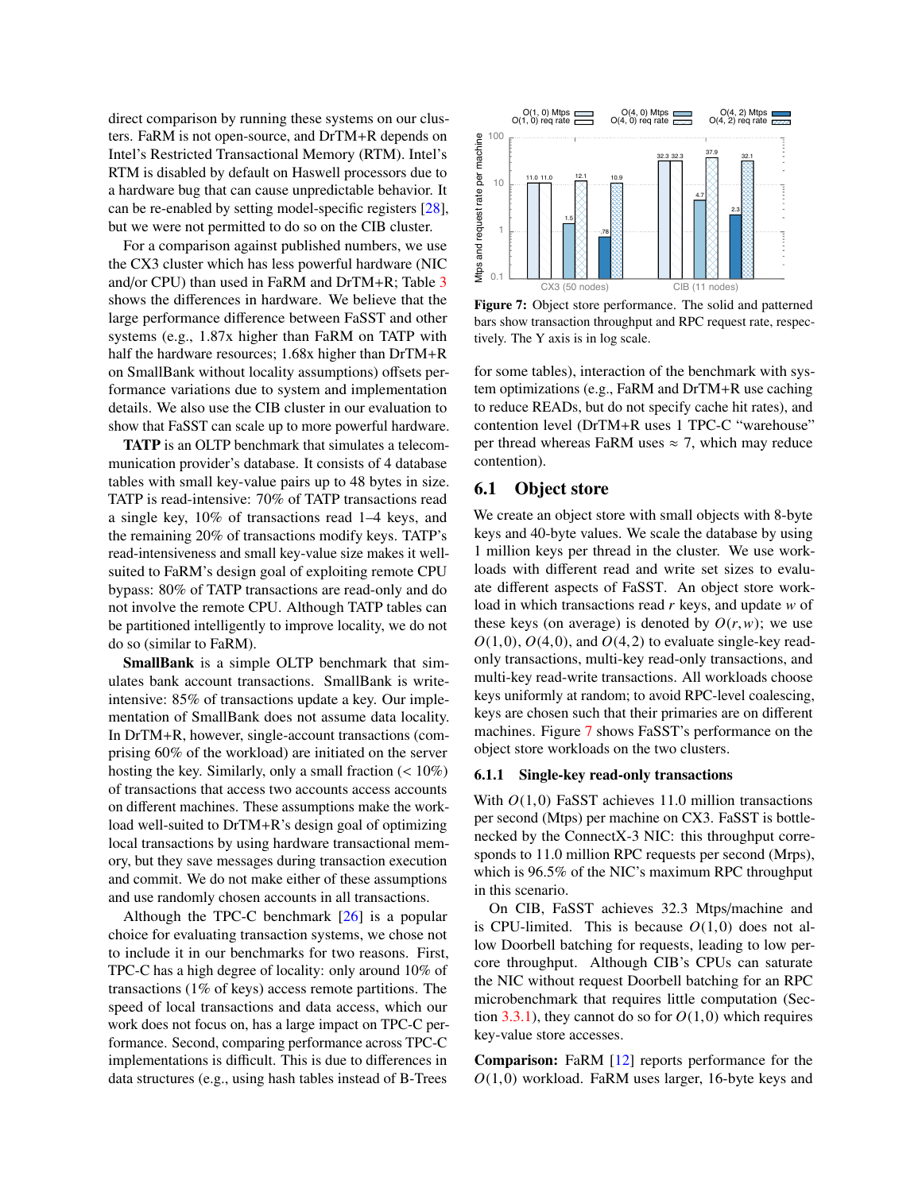direct comparison by running these systems on our clusters. FaRM is not open-source, and DrTM+R depends on Intel's Restricted Transactional Memory (RTM). Intel's RTM is disabled by default on Haswell processors due to a hardware bug that can cause unpredictable behavior. It can be re-enabled by setting model-specific registers [28], but we were not permitted to do so on the CIB cluster.

For a comparison against published numbers, we use the CX3 cluster which has less powerful hardware (NIC and/or CPU) than used in FaRM and DrTM+R; Table 3 shows the differences in hardware. We believe that the large performance difference between FaSST and other systems (e.g., 1.87x higher than FaRM on TATP with half the hardware resources; 1.68x higher than DrTM+R on SmallBank without locality assumptions) offsets performance variations due to system and implementation details. We also use the CIB cluster in our evaluation to show that FaSST can scale up to more powerful hardware.

**TATP** is an OLTP benchmark that simulates a telecommunication provider's database. It consists of 4 database tables with small key-value pairs up to 48 bytes in size. TATP is read-intensive: 70% of TATP transactions read a single key, 10% of transactions read 1–4 keys, and the remaining 20% of transactions modify keys. TATP's read-intensiveness and small key-value size makes it well-suited to FaRM's design goal of exploiting remote CPU bypass: 80% of TATP transactions are read-only and do not involve the remote CPU. Although TATP tables can be partitioned intelligently to improve locality, we do not do so (similar to FaRM).

**SmallBank** is a simple OLTP benchmark that simulates bank account transactions. SmallBank is write-intensive: 85% of transactions update a key. Our implementation of SmallBank does not assume data locality. In DrTM+R, however, single-account transactions (comprising 60% of the workload) are initiated on the server hosting the key. Similarly, only a small fraction (< 10%) of transactions that access two accounts access accounts on different machines. These assumptions make the workload well-suited to DrTM+R's design goal of optimizing local transactions by using hardware transactional memory, but they save messages during transaction execution and commit. We do not make either of these assumptions and use randomly chosen accounts in all transactions.

Although the TPC-C benchmark [26] is a popular choice for evaluating transaction systems, we chose not to include it in our benchmarks for two reasons. First, TPC-C has a high degree of locality: only around 10% of transactions (1% of keys) access remote partitions. The speed of local transactions and data access, which our work does not focus on, has a large impact on TPC-C performance. Second, comparing performance across TPC-C implementations is difficult. This is due to differences in data structures (e.g., using hash tables instead of B-Trees for some tables), interaction of the benchmark with system optimizations (e.g., FaRM and DrTM+R use caching to reduce READs, but do not specify cache hit rates), and contention level (DrTM+R uses 1 TPC-C "warehouse" per thread whereas FaRM uses ≈ 7, which may reduce contention).

Figure 7: Object store performance. The solid and patterned bars show transaction throughput and RPC request rate, respectively. The Y axis is in log scale.

## 6.1 Object store

We create an object store with small objects with 8-byte keys and 40-byte values. We scale the database by using 1 million keys per thread in the cluster. We use workloads with different read and write set sizes to evaluate different aspects of FaSST. An object store workload in which transactions read $r$ keys, and update $w$ of these keys (on average) is denoted by $O(r,w)$; we use $O(1,0)$, $O(4,0)$, and $O(4,2)$ to evaluate single-key read-only transactions, multi-key read-only transactions, and multi-key read-write transactions. All workloads choose keys uniformly at random; to avoid RPC-level coalescing, keys are chosen such that their primaries are on different machines. Figure 7 shows FaSST's performance on the object store workloads on the two clusters.

### 6.1.1 Single-key read-only transactions

With $O(1,0)$ FaSST achieves 11.0 million transactions per second (Mtps) per machine on CX3. FaSST is bottlenecked by the ConnectX-3 NIC: this throughput corresponds to 11.0 million RPC requests per second (Mrps), which is 96.5% of the NIC's maximum RPC throughput in this scenario.

On CIB, FaSST achieves 32.3 Mtps/machine and is CPU-limited. This is because $O(1,0)$ does not allow Doorbell batching for requests, leading to low per-core throughput. Although CIB's CPUs can saturate the NIC without request Doorbell batching for an RPC microbenchmark that requires little computation (Section 3.3.1), they cannot do so for $O(1,0)$ which requires key-value store accesses.

**Comparison:** FaRM [12] reports performance for the $O(1,0)$ workload. FaRM uses larger, 16-byte keys and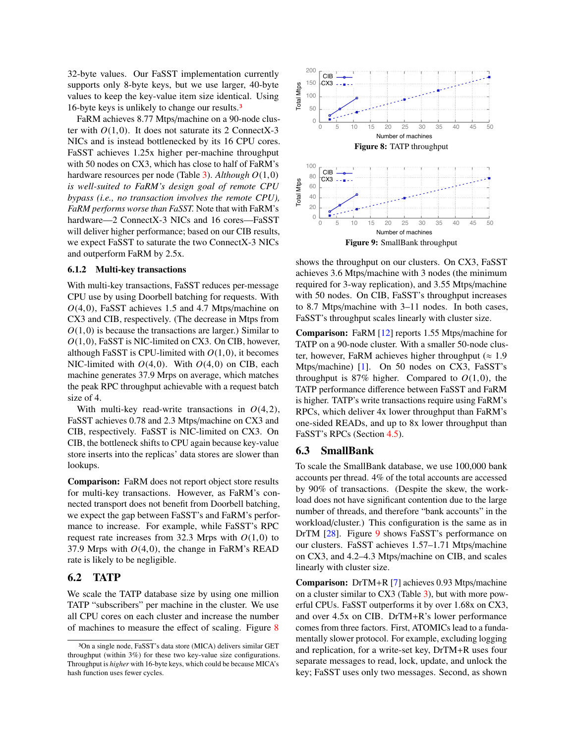32-byte values. Our FaSST implementation currently supports only 8-byte keys, but we use larger, 40-byte values to keep the key-value item size identical. Using 16-byte keys is unlikely to change our results.[3]

FaRM achieves 8.77 Mtps/machine on a 90-node cluster with $O(1,0)$. It does not saturate its 2 ConnectX-3 NICs and is instead bottlenecked by its 16 CPU cores. FaSST achieves 1.25x higher per-machine throughput with 50 nodes on CX3, which has close to half of FaRM's hardware resources per node (Table 3). *Although $O(1,0)$ is well-suited to FaRM's design goal of remote CPU bypass (i.e., no transaction involves the remote CPU), FaRM performs worse than FaSST.* Note that with FaRM's hardware—2 ConnectX-3 NICs and 16 cores—FaSST will deliver higher performance; based on our CIB results, we expect FaSST to saturate the two ConnectX-3 NICs and outperform FaRM by 2.5x.

### 6.1.2 Multi-key transactions

With multi-key transactions, FaSST reduces per-message CPU use by using Doorbell batching for requests. With $O(4,0)$, FaSST achieves 1.5 and 4.7 Mtps/machine on CX3 and CIB, respectively. (The decrease in Mtps from $O(1,0)$ is because the transactions are larger.) Similar to $O(1,0)$, FaSST is NIC-limited on CX3. On CIB, however, although FaSST is CPU-limited with $O(1,0)$, it becomes NIC-limited with $O(4,0)$. With $O(4,0)$ on CIB, each machine generates 37.9 Mrps on average, which matches the peak RPC throughput achievable with a request batch size of 4.

With multi-key read-write transactions in $O(4,2)$, FaSST achieves 0.78 and 2.3 Mtps/machine on CX3 and CIB, respectively. FaSST is NIC-limited on CX3. On CIB, the bottleneck shifts to CPU again because key-value store inserts into the replicas' data stores are slower than lookups.

**Comparison:** FaRM does not report object store results for multi-key transactions. However, as FaRM's connected transport does not benefit from Doorbell batching, we expect the gap between FaSST's and FaRM's performance to increase. For example, while FaSST's RPC request rate increases from 32.3 Mrps with $O(1,0)$ to 37.9 Mrps with $O(4,0)$, the change in FaRM's READ rate is likely to be negligible.

## 6.2 TATP

We scale the TATP database size by using one million TATP "subscribers" per machine in the cluster. We use all CPU cores on each cluster and increase the number of machines to measure the effect of scaling. Figure 8 shows the throughput on our clusters. On CX3, FaSST achieves 3.6 Mtps/machine with 3 nodes (the minimum required for 3-way replication), and 3.55 Mtps/machine with 50 nodes. On CIB, FaSST's throughput increases to 8.7 Mtps/machine with 3–11 nodes. In both cases, FaSST's throughput scales linearly with cluster size.

**Figure 8:** TATP throughput

**Figure 9:** SmallBank throughput

**Comparison:** FaRM [12] reports 1.55 Mtps/machine for TATP on a 90-node cluster. With a smaller 50-node cluster, however, FaRM achieves higher throughput (≈ 1.9 Mtps/machine) [1]. On 50 nodes on CX3, FaSST's throughput is 87% higher. Compared to $O(1,0)$, the TATP performance difference between FaSST and FaRM is higher. TATP's write transactions require using FaRM's RPCs, which deliver 4x lower throughput than FaRM's one-sided READs, and up to 8x lower throughput than FaSST's RPCs (Section 4.5).

## 6.3 SmallBank

To scale the SmallBank database, we use 100,000 bank accounts per thread. 4% of the total accounts are accessed by 90% of transactions. (Despite the skew, the workload does not have significant contention due to the large number of threads, and therefore "bank accounts" in the workload/cluster.) This configuration is the same as in DrTM [28]. Figure 9 shows FaSST's performance on our clusters. FaSST achieves 1.57–1.71 Mtps/machine on CX3, and 4.2–4.3 Mtps/machine on CIB, and scales linearly with cluster size.

**Comparison:** DrTM+R [7] achieves 0.93 Mtps/machine on a cluster similar to CX3 (Table 3), but with more powerful CPUs. FaSST outperforms it by over 1.68x on CX3, and over 4.5x on CIB. DrTM+R's lower performance comes from three factors. First, ATOMICs lead to a fundamentally slower protocol. For example, excluding logging and replication, for a write-set key, DrTM+R uses four separate messages to read, lock, update, and unlock the key; FaSST uses only two messages. Second, as shown

---

[3] On a single node, FaSST's data store (MICA) delivers similar GET throughput (within 3%) for these two key-value size configurations. Throughput is *higher* with 16-byte keys, which could be because MICA's hash function uses fewer cycles.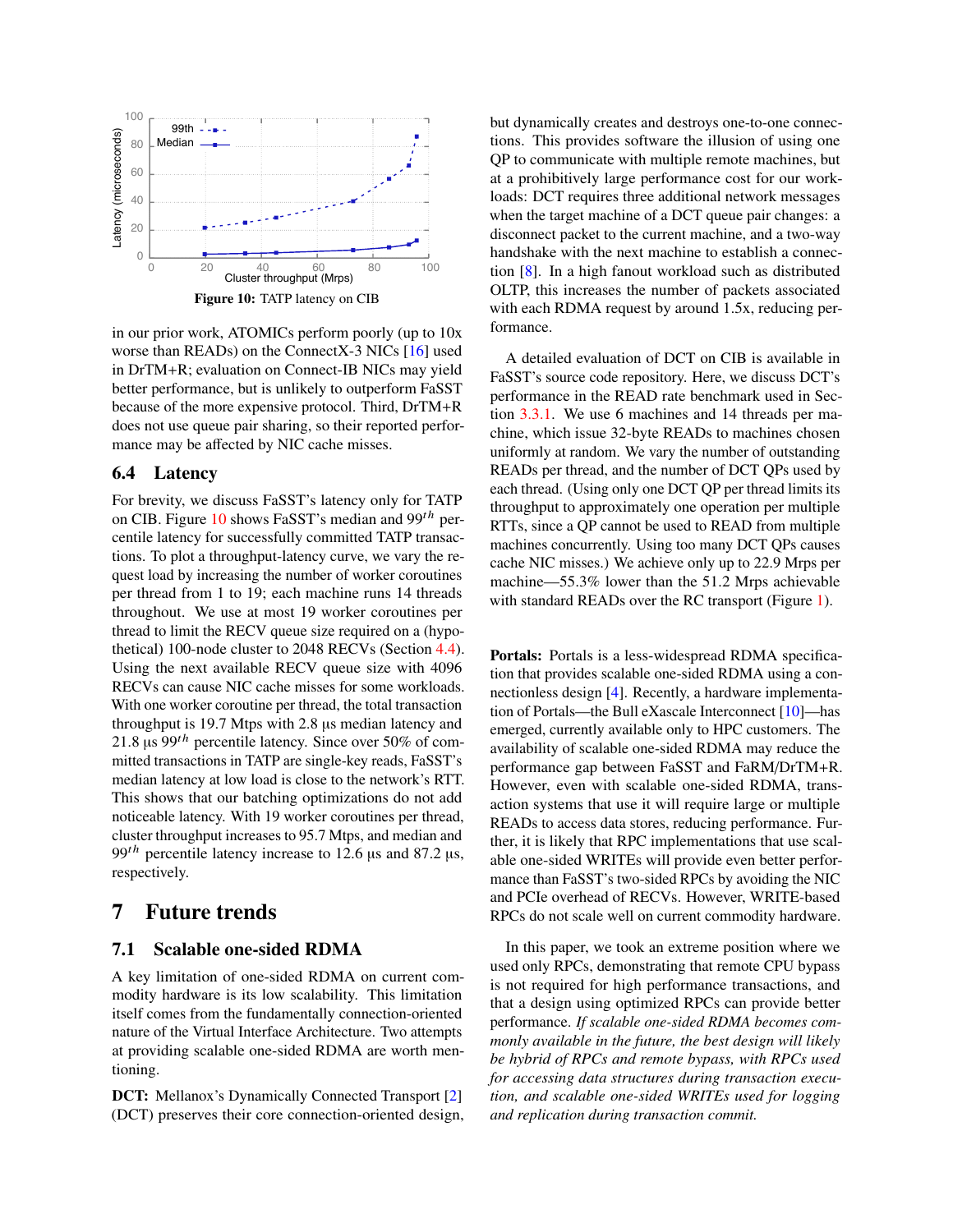Figure 10: TATP latency on CIB

in our prior work, ATOMICs perform poorly (up to 10x worse than READs) on the ConnectX-3 NICs [16] used in DrTM+R; evaluation on Connect-IB NICs may yield better performance, but is unlikely to outperform FaSST because of the more expensive protocol. Third, DrTM+R does not use queue pair sharing, so their reported performance may be affected by NIC cache misses.

## 6.4 Latency

For brevity, we discuss FaSST's latency only for TATP on CIB. Figure 10 shows FaSST's median and $99^{th}$ percentile latency for successfully committed TATP transactions. To plot a throughput-latency curve, we vary the request load by increasing the number of worker coroutines per thread from 1 to 19; each machine runs 14 threads throughout. We use at most 19 worker coroutines per thread to limit the RECV queue size required on a (hypothetical) 100-node cluster to 2048 RECVs (Section 4.4). Using the next available RECV queue size with 4096 RECVs can cause NIC cache misses for some workloads. With one worker coroutine per thread, the total transaction throughput is 19.7 Mtps with 2.8 µs median latency and 21.8 µs $99^{th}$ percentile latency. Since over 50% of committed transactions in TATP are single-key reads, FaSST's median latency at low load is close to the network's RTT. This shows that our batching optimizations do not add noticeable latency. With 19 worker coroutines per thread, cluster throughput increases to 95.7 Mtps, and median and $99^{th}$ percentile latency increase to 12.6 µs and 87.2 µs, respectively.

# 7 Future trends

## 7.1 Scalable one-sided RDMA

A key limitation of one-sided RDMA on current commodity hardware is its low scalability. This limitation itself comes from the fundamentally connection-oriented nature of the Virtual Interface Architecture. Two attempts at providing scalable one-sided RDMA are worth mentioning.

**DCT:** Mellanox's Dynamically Connected Transport [2] (DCT) preserves their core connection-oriented design, but dynamically creates and destroys one-to-one connections. This provides software the illusion of using one QP to communicate with multiple remote machines, but at a prohibitively large performance cost for our workloads: DCT requires three additional network messages when the target machine of a DCT queue pair changes: a disconnect packet to the current machine, and a two-way handshake with the next machine to establish a connection [8]. In a high fanout workload such as distributed OLTP, this increases the number of packets associated with each RDMA request by around 1.5x, reducing performance.

A detailed evaluation of DCT on CIB is available in FaSST's source code repository. Here, we discuss DCT's performance in the READ rate benchmark used in Section 3.3.1. We use 6 machines and 14 threads per machine, which issue 32-byte READs to machines chosen uniformly at random. We vary the number of outstanding READs per thread, and the number of DCT QPs used by each thread. (Using only one DCT QP per thread limits its throughput to approximately one operation per multiple RTTs, since a QP cannot be used to READ from multiple machines concurrently. Using too many DCT QPs causes cache NIC misses.) We achieve only up to 22.9 Mrps per machine—55.3% lower than the 51.2 Mrps achievable with standard READs over the RC transport (Figure 1).

**Portals:** Portals is a less-widespread RDMA specification that provides scalable one-sided RDMA using a connectionless design [4]. Recently, a hardware implementation of Portals—the Bull eXascale Interconnect [10]—has emerged, currently available only to HPC customers. The availability of scalable one-sided RDMA may reduce the performance gap between FaSST and FaRM/DrTM+R. However, even with scalable one-sided RDMA, transaction systems that use it will require large or multiple READs to access data stores, reducing performance. Further, it is likely that RPC implementations that use scalable one-sided WRITEs will provide even better performance than FaSST's two-sided RPCs by avoiding the NIC and PCIe overhead of RECVs. However, WRITE-based RPCs do not scale well on current commodity hardware.

In this paper, we took an extreme position where we used only RPCs, demonstrating that remote CPU bypass is not required for high performance transactions, and that a design using optimized RPCs can provide better performance. *If scalable one-sided RDMA becomes commonly available in the future, the best design will likely be hybrid of RPCs and remote bypass, with RPCs used for accessing data structures during transaction execution, and scalable one-sided WRITEs used for logging and replication during transaction commit.*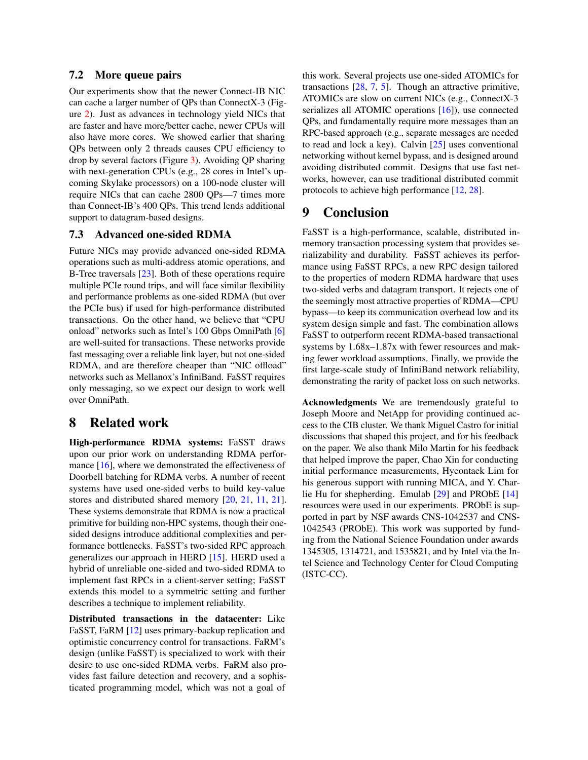### 7.2 More queue pairs

Our experiments show that the newer Connect-IB NIC can cache a larger number of QPs than ConnectX-3 (Figure 2). Just as advances in technology yield NICs that are faster and have more/better cache, newer CPUs will also have more cores. We showed earlier that sharing QPs between only 2 threads causes CPU efficiency to drop by several factors (Figure 3). Avoiding QP sharing with next-generation CPUs (e.g., 28 cores in Intel's upcoming Skylake processors) on a 100-node cluster will require NICs that can cache 2800 QPs—7 times more than Connect-IB's 400 QPs. This trend lends additional support to datagram-based designs.

### 7.3 Advanced one-sided RDMA

Future NICs may provide advanced one-sided RDMA operations such as multi-address atomic operations, and B-Tree traversals [23]. Both of these operations require multiple PCIe round trips, and will face similar flexibility and performance problems as one-sided RDMA (but over the PCIe bus) if used for high-performance distributed transactions. On the other hand, we believe that "CPU onload" networks such as Intel's 100 Gbps OmniPath [6] are well-suited for transactions. These networks provide fast messaging over a reliable link layer, but not one-sided RDMA, and are therefore cheaper than "NIC offload" networks such as Mellanox's InfiniBand. FaSST requires only messaging, so we expect our design to work well over OmniPath.

## 8 Related work

**High-performance RDMA systems:** FaSST draws upon our prior work on understanding RDMA performance [16], where we demonstrated the effectiveness of Doorbell batching for RDMA verbs. A number of recent systems have used one-sided verbs to build key-value stores and distributed shared memory [20, 21, 11, 21]. These systems demonstrate that RDMA is now a practical primitive for building non-HPC systems, though their one-sided designs introduce additional complexities and performance bottlenecks. FaSST's two-sided RPC approach generalizes our approach in HERD [15]. HERD used a hybrid of unreliable one-sided and two-sided RDMA to implement fast RPCs in a client-server setting; FaSST extends this model to a symmetric setting and further describes a technique to implement reliability.

**Distributed transactions in the datacenter:** Like FaSST, FaRM [12] uses primary-backup replication and optimistic concurrency control for transactions. FaRM's design (unlike FaSST) is specialized to work with their desire to use one-sided RDMA verbs. FaRM also provides fast failure detection and recovery, and a sophisticated programming model, which was not a goal of this work. Several projects use one-sided ATOMICs for transactions [28, 7, 5]. Though an attractive primitive, ATOMICs are slow on current NICs (e.g., ConnectX-3 serializes all ATOMIC operations [16]), use connected QPs, and fundamentally require more messages than an RPC-based approach (e.g., separate messages are needed to read and lock a key). Calvin [25] uses conventional networking without kernel bypass, and is designed around avoiding distributed commit. Designs that use fast networks, however, can use traditional distributed commit protocols to achieve high performance [12, 28].

## 9 Conclusion

FaSST is a high-performance, scalable, distributed in-memory transaction processing system that provides serializability and durability. FaSST achieves its performance using FaSST RPCs, a new RPC design tailored to the properties of modern RDMA hardware that uses two-sided verbs and datagram transport. It rejects one of the seemingly most attractive properties of RDMA—CPU bypass—to keep its communication overhead low and its system design simple and fast. The combination allows FaSST to outperform recent RDMA-based transactional systems by 1.68x–1.87x with fewer resources and making fewer workload assumptions. Finally, we provide the first large-scale study of InfiniBand network reliability, demonstrating the rarity of packet loss on such networks.

**Acknowledgments** We are tremendously grateful to Joseph Moore and NetApp for providing continued access to the CIB cluster. We thank Miguel Castro for initial discussions that shaped this project, and for his feedback on the paper. We also thank Milo Martin for his feedback that helped improve the paper, Chao Xin for conducting initial performance measurements, Hyeontaek Lim for his generous support with running MICA, and Y. Charlie Hu for shepherding. Emulab [29] and PRObE [14] resources were used in our experiments. PRObE is supported in part by NSF awards CNS-1042537 and CNS-1042543 (PRObE). This work was supported by funding from the National Science Foundation under awards 1345305, 1314721, and 1535821, and by Intel via the Intel Science and Technology Center for Cloud Computing (ISTC-CC).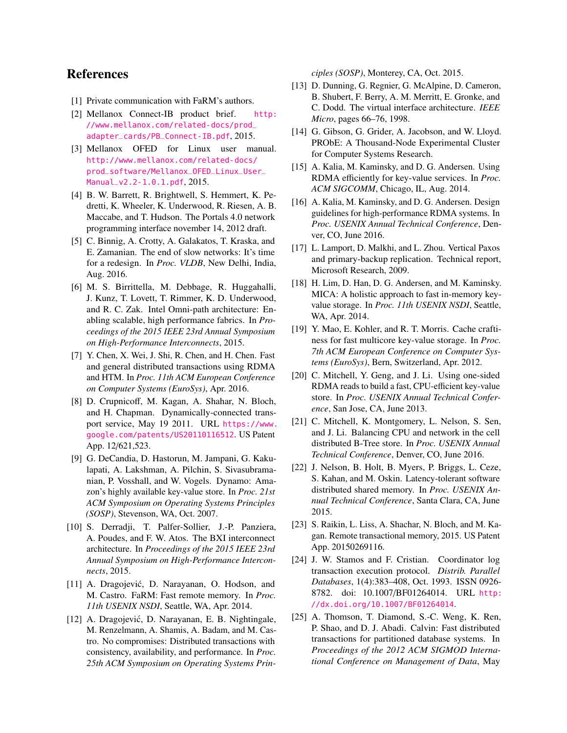# References

[1] Private communication with FaRM's authors.

[2] Mellanox Connect-IB product brief. http://www.mellanox.com/related-docs/prod_adapter_cards/PB_Connect-IB.pdf, 2015.

[3] Mellanox OFED for Linux user manual. http://www.mellanox.com/related-docs/prod_software/Mellanox_OFED_Linux_User_Manual_v2.2-1.0.1.pdf, 2015.

[4] B. W. Barrett, R. Brightwell, S. Hemmert, K. Pedretti, K. Wheeler, K. Underwood, R. Riesen, A. B. Maccabe, and T. Hudson. The Portals 4.0 network programming interface november 14, 2012 draft.

[5] C. Binnig, A. Crotty, A. Galakatos, T. Kraska, and E. Zamanian. The end of slow networks: It's time for a redesign. In *Proc. VLDB*, New Delhi, India, Aug. 2016.

[6] M. S. Birrittella, M. Debbage, R. Huggahalli, J. Kunz, T. Lovett, T. Rimmer, K. D. Underwood, and R. C. Zak. Intel Omni-path architecture: Enabling scalable, high performance fabrics. In *Proceedings of the 2015 IEEE 23rd Annual Symposium on High-Performance Interconnects*, 2015.

[7] Y. Chen, X. Wei, J. Shi, R. Chen, and H. Chen. Fast and general distributed transactions using RDMA and HTM. In *Proc. 11th ACM European Conference on Computer Systems (EuroSys)*, Apr. 2016.

[8] D. Crupnicoff, M. Kagan, A. Shahar, N. Bloch, and H. Chapman. Dynamically-connected transport service, May 19 2011. URL https://www.google.com/patents/US20110116512. US Patent App. 12/621,523.

[9] G. DeCandia, D. Hastorun, M. Jampani, G. Kakulapati, A. Lakshman, A. Pilchin, S. Sivasubramanian, P. Vosshall, and W. Vogels. Dynamo: Amazon's highly available key-value store. In *Proc. 21st ACM Symposium on Operating Systems Principles (SOSP)*, Stevenson, WA, Oct. 2007.

[10] S. Derradji, T. Palfer-Sollier, J.-P. Panziera, A. Poudes, and F. W. Atos. The BXI interconnect architecture. In *Proceedings of the 2015 IEEE 23rd Annual Symposium on High-Performance Interconnects*, 2015.

[11] A. Dragojević, D. Narayanan, O. Hodson, and M. Castro. FaRM: Fast remote memory. In *Proc. 11th USENIX NSDI*, Seattle, WA, Apr. 2014.

[12] A. Dragojević, D. Narayanan, E. B. Nightingale, M. Renzelmann, A. Shamis, A. Badam, and M. Castro. No compromises: Distributed transactions with consistency, availability, and performance. In *Proc. 25th ACM Symposium on Operating Systems Principles (SOSP)*, Monterey, CA, Oct. 2015.

[13] D. Dunning, G. Regnier, G. McAlpine, D. Cameron, B. Shubert, F. Berry, A. M. Merritt, E. Gronke, and C. Dodd. The virtual interface architecture. *IEEE Micro*, pages 66–76, 1998.

[14] G. Gibson, G. Grider, A. Jacobson, and W. Lloyd. PRObE: A Thousand-Node Experimental Cluster for Computer Systems Research.

[15] A. Kalia, M. Kaminsky, and D. G. Andersen. Using RDMA efficiently for key-value services. In *Proc. ACM SIGCOMM*, Chicago, IL, Aug. 2014.

[16] A. Kalia, M. Kaminsky, and D. G. Andersen. Design guidelines for high-performance RDMA systems. In *Proc. USENIX Annual Technical Conference*, Denver, CO, June 2016.

[17] L. Lamport, D. Malkhi, and L. Zhou. Vertical Paxos and primary-backup replication. Technical report, Microsoft Research, 2009.

[18] H. Lim, D. Han, D. G. Andersen, and M. Kaminsky. MICA: A holistic approach to fast in-memory key-value storage. In *Proc. 11th USENIX NSDI*, Seattle, WA, Apr. 2014.

[19] Y. Mao, E. Kohler, and R. T. Morris. Cache craftiness for fast multicore key-value storage. In *Proc. 7th ACM European Conference on Computer Systems (EuroSys)*, Bern, Switzerland, Apr. 2012.

[20] C. Mitchell, Y. Geng, and J. Li. Using one-sided RDMA reads to build a fast, CPU-efficient key-value store. In *Proc. USENIX Annual Technical Conference*, San Jose, CA, June 2013.

[21] C. Mitchell, K. Montgomery, L. Nelson, S. Sen, and J. Li. Balancing CPU and network in the cell distributed B-Tree store. In *Proc. USENIX Annual Technical Conference*, Denver, CO, June 2016.

[22] J. Nelson, B. Holt, B. Myers, P. Briggs, L. Ceze, S. Kahan, and M. Oskin. Latency-tolerant software distributed shared memory. In *Proc. USENIX Annual Technical Conference*, Santa Clara, CA, June 2015.

[23] S. Raikin, L. Liss, A. Shachar, N. Bloch, and M. Kagan. Remote transactional memory, 2015. US Patent App. 20150269116.

[24] J. W. Stamos and F. Cristian. Coordinator log transaction execution protocol. *Distrib. Parallel Databases*, 1(4):383–408, Oct. 1993. ISSN 0926-8782. doi: 10.1007/BF01264014. URL http://dx.doi.org/10.1007/BF01264014.

[25] A. Thomson, T. Diamond, S.-C. Weng, K. Ren, P. Shao, and D. J. Abadi. Calvin: Fast distributed transactions for partitioned database systems. In *Proceedings of the 2012 ACM SIGMOD International Conference on Management of Data*, May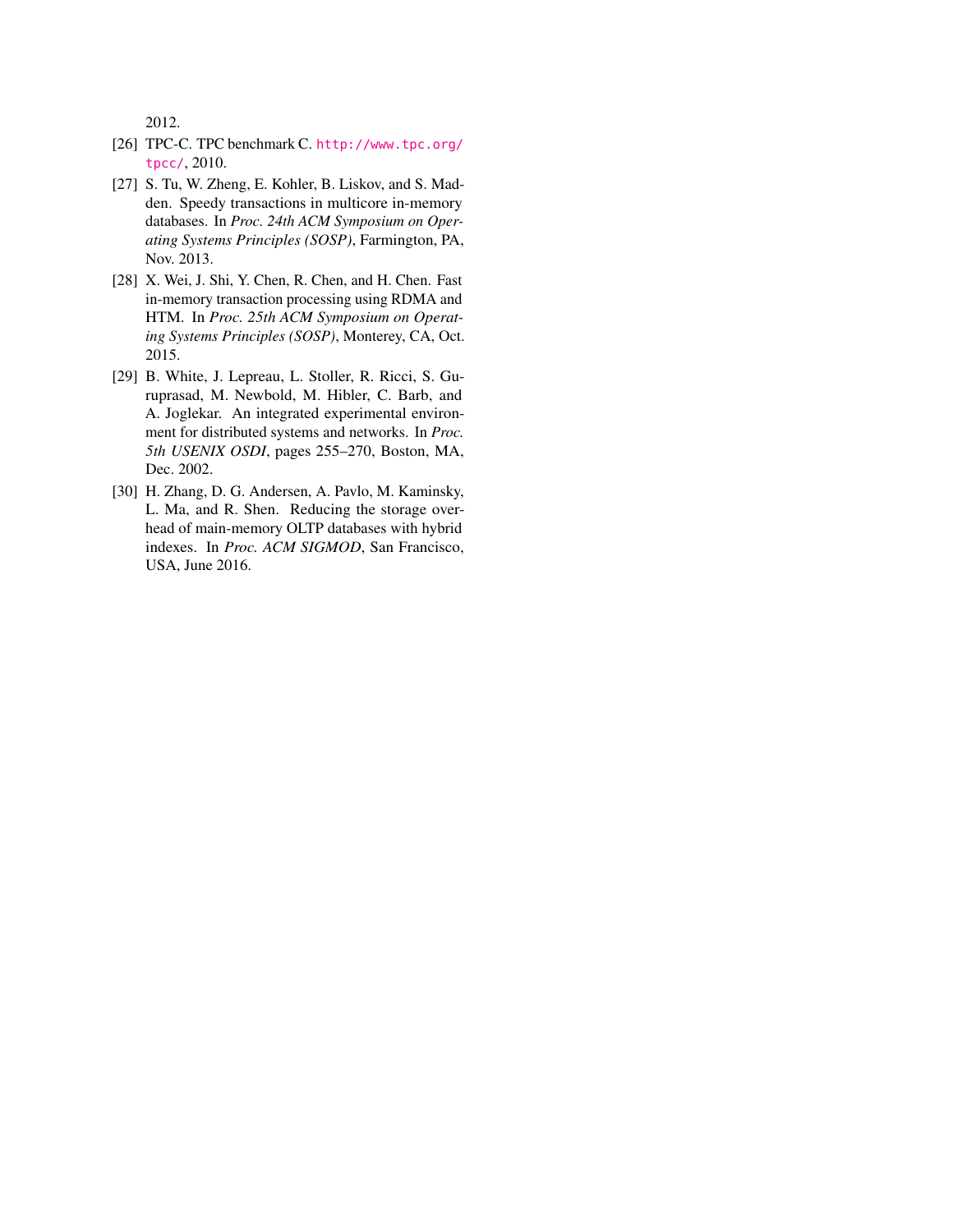2012.

[26] TPC-C. TPC benchmark C. http://www.tpc.org/tpcc/, 2010.

[27] S. Tu, W. Zheng, E. Kohler, B. Liskov, and S. Madden. Speedy transactions in multicore in-memory databases. In *Proc. 24th ACM Symposium on Operating Systems Principles (SOSP)*, Farmington, PA, Nov. 2013.

[28] X. Wei, J. Shi, Y. Chen, R. Chen, and H. Chen. Fast in-memory transaction processing using RDMA and HTM. In *Proc. 25th ACM Symposium on Operating Systems Principles (SOSP)*, Monterey, CA, Oct. 2015.

[29] B. White, J. Lepreau, L. Stoller, R. Ricci, S. Guruprasad, M. Newbold, M. Hibler, C. Barb, and A. Joglekar. An integrated experimental environment for distributed systems and networks. In *Proc. 5th USENIX OSDI*, pages 255–270, Boston, MA, Dec. 2002.

[30] H. Zhang, D. G. Andersen, A. Pavlo, M. Kaminsky, L. Ma, and R. Shen. Reducing the storage overhead of main-memory OLTP databases with hybrid indexes. In *Proc. ACM SIGMOD*, San Francisco, USA, June 2016.